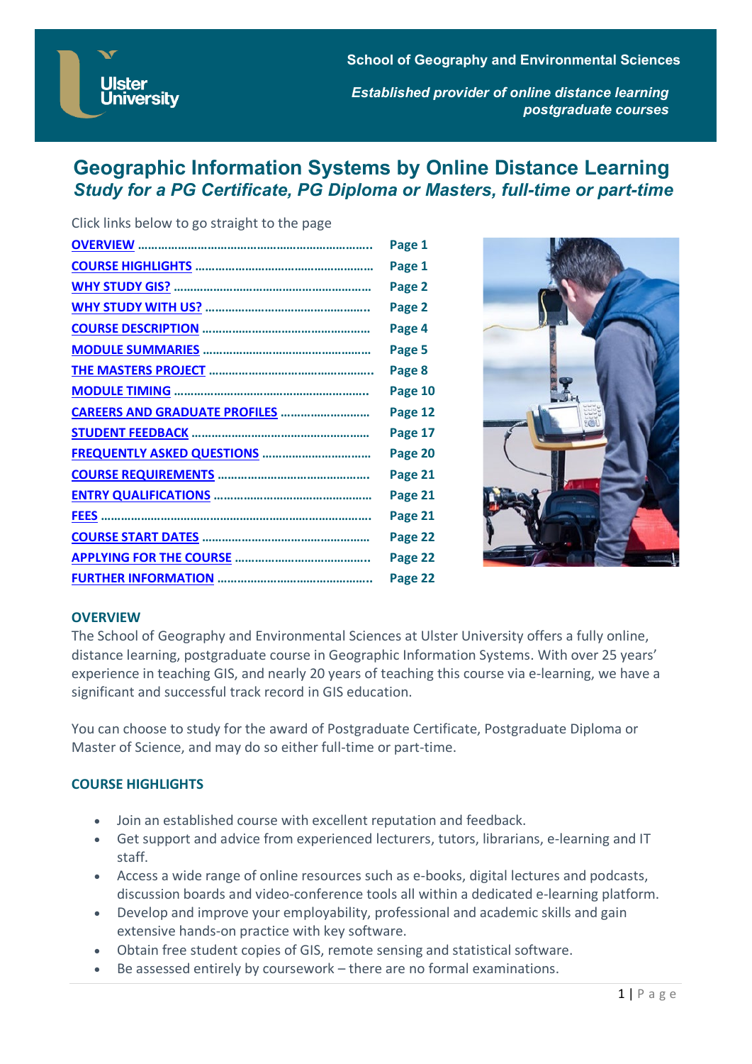School of Geography and Environmental Sciences

*Established provider of online distance learning postgraduate courses*

# Geographic Information Systems by Online Distance Learning

## *Study for a PG Certificate, PG Diploma or Masters, full-time or part-time*

Click links below to go straight to the page

| Section | Page |
|---|---|
| OVERVIEW | Page 1 |
| COURSE HIGHLIGHTS | Page 1 |
| WHY STUDY GIS? | Page 2 |
| WHY STUDY WITH US? | Page 2 |
| COURSE DESCRIPTION | Page 4 |
| MODULE SUMMARIES | Page 5 |
| THE MASTERS PROJECT | Page 8 |
| MODULE TIMING | Page 10 |
| CAREERS AND GRADUATE PROFILES | Page 12 |
| STUDENT FEEDBACK | Page 17 |
| FREQUENTLY ASKED QUESTIONS | Page 20 |
| COURSE REQUIREMENTS | Page 21 |
| ENTRY QUALIFICATIONS | Page 21 |
| FEES | Page 21 |
| COURSE START DATES | Page 22 |
| APPLYING FOR THE COURSE | Page 22 |
| FURTHER INFORMATION | Page 22 |

### OVERVIEW

The School of Geography and Environmental Sciences at Ulster University offers a fully online, distance learning, postgraduate course in Geographic Information Systems. With over 25 years' experience in teaching GIS, and nearly 20 years of teaching this course via e-learning, we have a significant and successful track record in GIS education.

You can choose to study for the award of Postgraduate Certificate, Postgraduate Diploma or Master of Science, and may do so either full-time or part-time.

### COURSE HIGHLIGHTS

- Join an established course with excellent reputation and feedback.
- Get support and advice from experienced lecturers, tutors, librarians, e-learning and IT staff.
- Access a wide range of online resources such as e-books, digital lectures and podcasts, discussion boards and video-conference tools all within a dedicated e-learning platform.
- Develop and improve your employability, professional and academic skills and gain extensive hands-on practice with key software.
- Obtain free student copies of GIS, remote sensing and statistical software.
- Be assessed entirely by coursework – there are no formal examinations.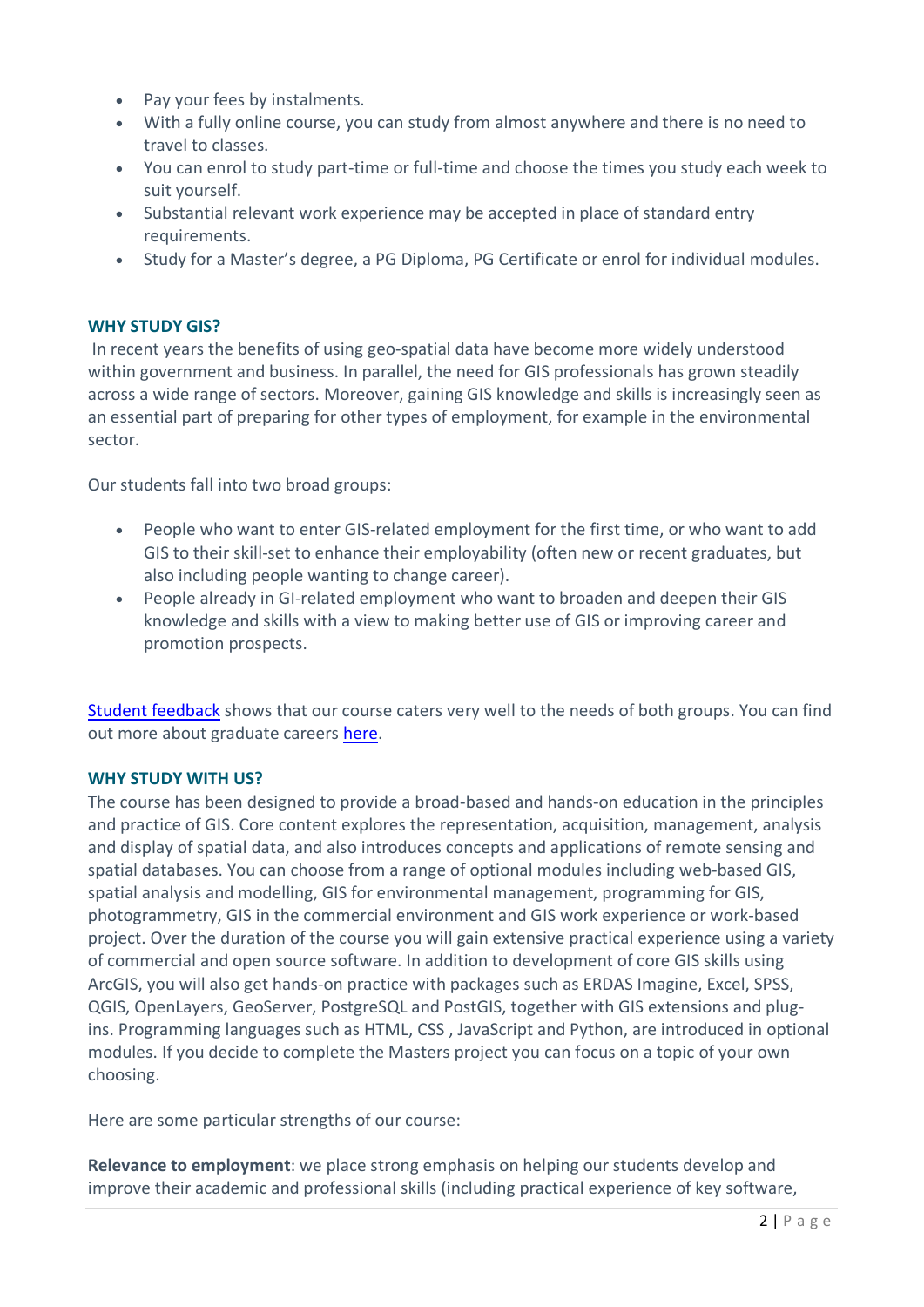- Pay your fees by instalments.
- With a fully online course, you can study from almost anywhere and there is no need to travel to classes.
- You can enrol to study part-time or full-time and choose the times you study each week to suit yourself.
- Substantial relevant work experience may be accepted in place of standard entry requirements.
- Study for a Master's degree, a PG Diploma, PG Certificate or enrol for individual modules.

## WHY STUDY GIS?

In recent years the benefits of using geo-spatial data have become more widely understood within government and business. In parallel, the need for GIS professionals has grown steadily across a wide range of sectors. Moreover, gaining GIS knowledge and skills is increasingly seen as an essential part of preparing for other types of employment, for example in the environmental sector.

Our students fall into two broad groups:

- People who want to enter GIS-related employment for the first time, or who want to add GIS to their skill-set to enhance their employability (often new or recent graduates, but also including people wanting to change career).
- People already in GI-related employment who want to broaden and deepen their GIS knowledge and skills with a view to making better use of GIS or improving career and promotion prospects.

Student feedback shows that our course caters very well to the needs of both groups. You can find out more about graduate careers here.

## WHY STUDY WITH US?

The course has been designed to provide a broad-based and hands-on education in the principles and practice of GIS. Core content explores the representation, acquisition, management, analysis and display of spatial data, and also introduces concepts and applications of remote sensing and spatial databases. You can choose from a range of optional modules including web-based GIS, spatial analysis and modelling, GIS for environmental management, programming for GIS, photogrammetry, GIS in the commercial environment and GIS work experience or work-based project. Over the duration of the course you will gain extensive practical experience using a variety of commercial and open source software. In addition to development of core GIS skills using ArcGIS, you will also get hands-on practice with packages such as ERDAS Imagine, Excel, SPSS, QGIS, OpenLayers, GeoServer, PostgreSQL and PostGIS, together with GIS extensions and plug-ins. Programming languages such as HTML, CSS , JavaScript and Python, are introduced in optional modules. If you decide to complete the Masters project you can focus on a topic of your own choosing.

Here are some particular strengths of our course:

**Relevance to employment**: we place strong emphasis on helping our students develop and improve their academic and professional skills (including practical experience of key software,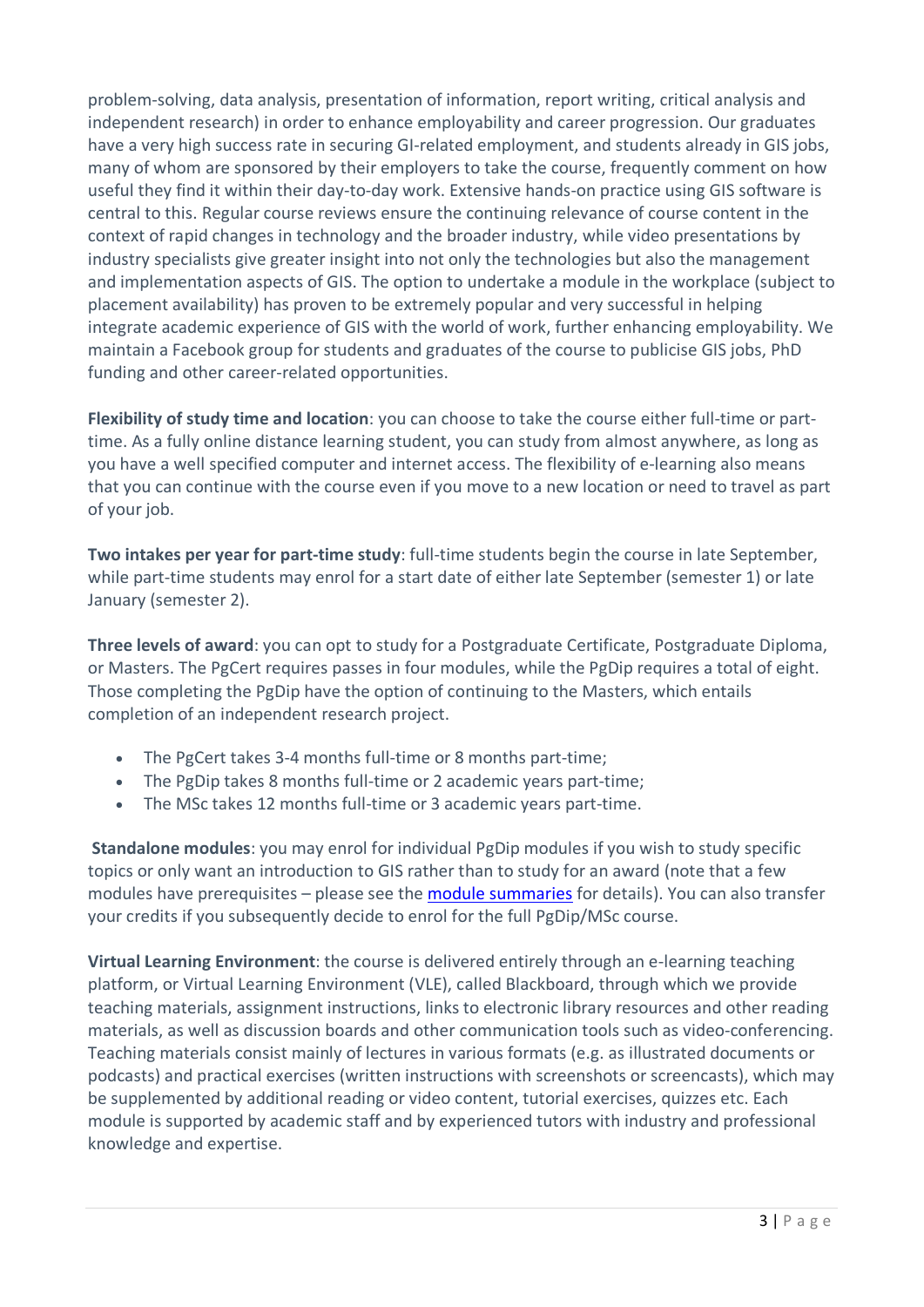problem-solving, data analysis, presentation of information, report writing, critical analysis and independent research) in order to enhance employability and career progression. Our graduates have a very high success rate in securing GI-related employment, and students already in GIS jobs, many of whom are sponsored by their employers to take the course, frequently comment on how useful they find it within their day-to-day work. Extensive hands-on practice using GIS software is central to this. Regular course reviews ensure the continuing relevance of course content in the context of rapid changes in technology and the broader industry, while video presentations by industry specialists give greater insight into not only the technologies but also the management and implementation aspects of GIS. The option to undertake a module in the workplace (subject to placement availability) has proven to be extremely popular and very successful in helping integrate academic experience of GIS with the world of work, further enhancing employability. We maintain a Facebook group for students and graduates of the course to publicise GIS jobs, PhD funding and other career-related opportunities.

**Flexibility of study time and location**: you can choose to take the course either full-time or part-time. As a fully online distance learning student, you can study from almost anywhere, as long as you have a well specified computer and internet access. The flexibility of e-learning also means that you can continue with the course even if you move to a new location or need to travel as part of your job.

**Two intakes per year for part-time study**: full-time students begin the course in late September, while part-time students may enrol for a start date of either late September (semester 1) or late January (semester 2).

**Three levels of award**: you can opt to study for a Postgraduate Certificate, Postgraduate Diploma, or Masters. The PgCert requires passes in four modules, while the PgDip requires a total of eight. Those completing the PgDip have the option of continuing to the Masters, which entails completion of an independent research project.

- The PgCert takes 3-4 months full-time or 8 months part-time;
- The PgDip takes 8 months full-time or 2 academic years part-time;
- The MSc takes 12 months full-time or 3 academic years part-time.

**Standalone modules**: you may enrol for individual PgDip modules if you wish to study specific topics or only want an introduction to GIS rather than to study for an award (note that a few modules have prerequisites – please see the module summaries for details). You can also transfer your credits if you subsequently decide to enrol for the full PgDip/MSc course.

**Virtual Learning Environment**: the course is delivered entirely through an e-learning teaching platform, or Virtual Learning Environment (VLE), called Blackboard, through which we provide teaching materials, assignment instructions, links to electronic library resources and other reading materials, as well as discussion boards and other communication tools such as video-conferencing. Teaching materials consist mainly of lectures in various formats (e.g. as illustrated documents or podcasts) and practical exercises (written instructions with screenshots or screencasts), which may be supplemented by additional reading or video content, tutorial exercises, quizzes etc. Each module is supported by academic staff and by experienced tutors with industry and professional knowledge and expertise.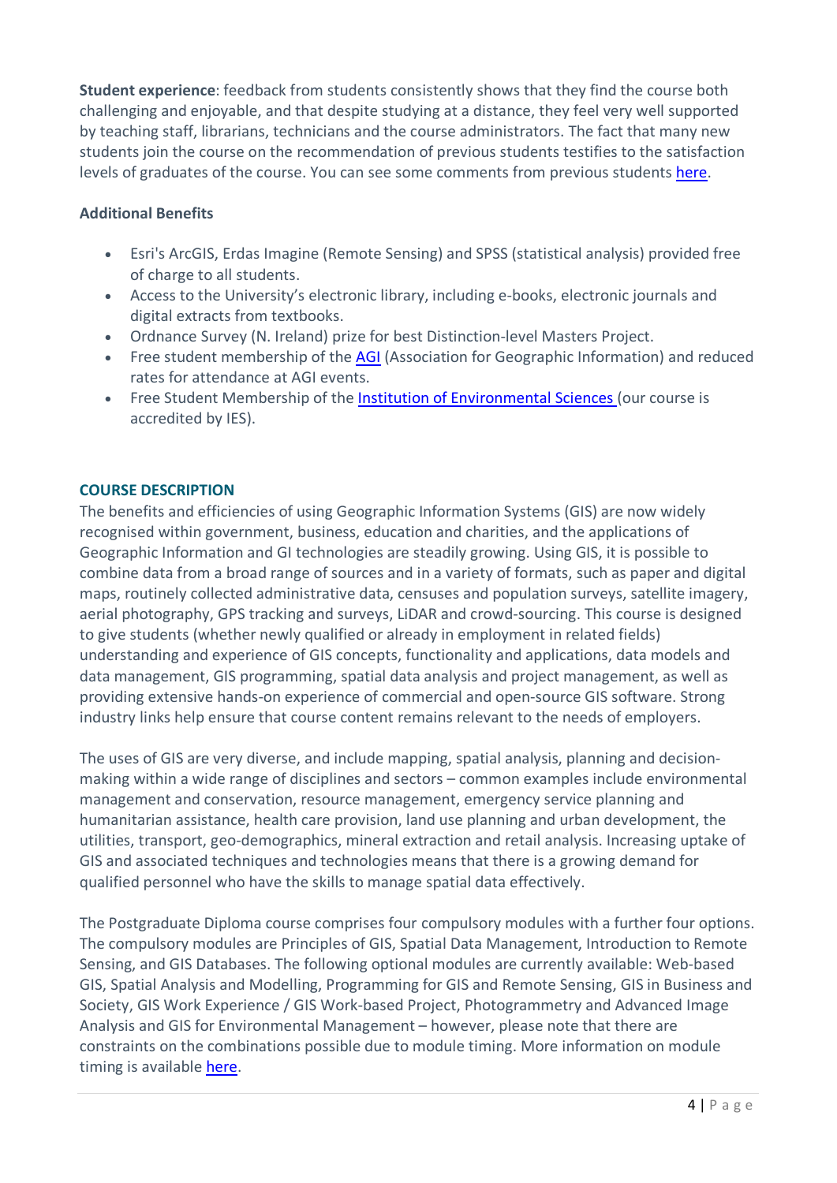**Student experience**: feedback from students consistently shows that they find the course both challenging and enjoyable, and that despite studying at a distance, they feel very well supported by teaching staff, librarians, technicians and the course administrators. The fact that many new students join the course on the recommendation of previous students testifies to the satisfaction levels of graduates of the course. You can see some comments from previous students here.

**Additional Benefits**

- Esri's ArcGIS, Erdas Imagine (Remote Sensing) and SPSS (statistical analysis) provided free of charge to all students.
- Access to the University's electronic library, including e-books, electronic journals and digital extracts from textbooks.
- Ordnance Survey (N. Ireland) prize for best Distinction-level Masters Project.
- Free student membership of the AGI (Association for Geographic Information) and reduced rates for attendance at AGI events.
- Free Student Membership of the Institution of Environmental Sciences (our course is accredited by IES).

## COURSE DESCRIPTION

The benefits and efficiencies of using Geographic Information Systems (GIS) are now widely recognised within government, business, education and charities, and the applications of Geographic Information and GI technologies are steadily growing. Using GIS, it is possible to combine data from a broad range of sources and in a variety of formats, such as paper and digital maps, routinely collected administrative data, censuses and population surveys, satellite imagery, aerial photography, GPS tracking and surveys, LiDAR and crowd-sourcing. This course is designed to give students (whether newly qualified or already in employment in related fields) understanding and experience of GIS concepts, functionality and applications, data models and data management, GIS programming, spatial data analysis and project management, as well as providing extensive hands-on experience of commercial and open-source GIS software. Strong industry links help ensure that course content remains relevant to the needs of employers.

The uses of GIS are very diverse, and include mapping, spatial analysis, planning and decision-making within a wide range of disciplines and sectors – common examples include environmental management and conservation, resource management, emergency service planning and humanitarian assistance, health care provision, land use planning and urban development, the utilities, transport, geo-demographics, mineral extraction and retail analysis. Increasing uptake of GIS and associated techniques and technologies means that there is a growing demand for qualified personnel who have the skills to manage spatial data effectively.

The Postgraduate Diploma course comprises four compulsory modules with a further four options. The compulsory modules are Principles of GIS, Spatial Data Management, Introduction to Remote Sensing, and GIS Databases. The following optional modules are currently available: Web-based GIS, Spatial Analysis and Modelling, Programming for GIS and Remote Sensing, GIS in Business and Society, GIS Work Experience / GIS Work-based Project, Photogrammetry and Advanced Image Analysis and GIS for Environmental Management – however, please note that there are constraints on the combinations possible due to module timing. More information on module timing is available here.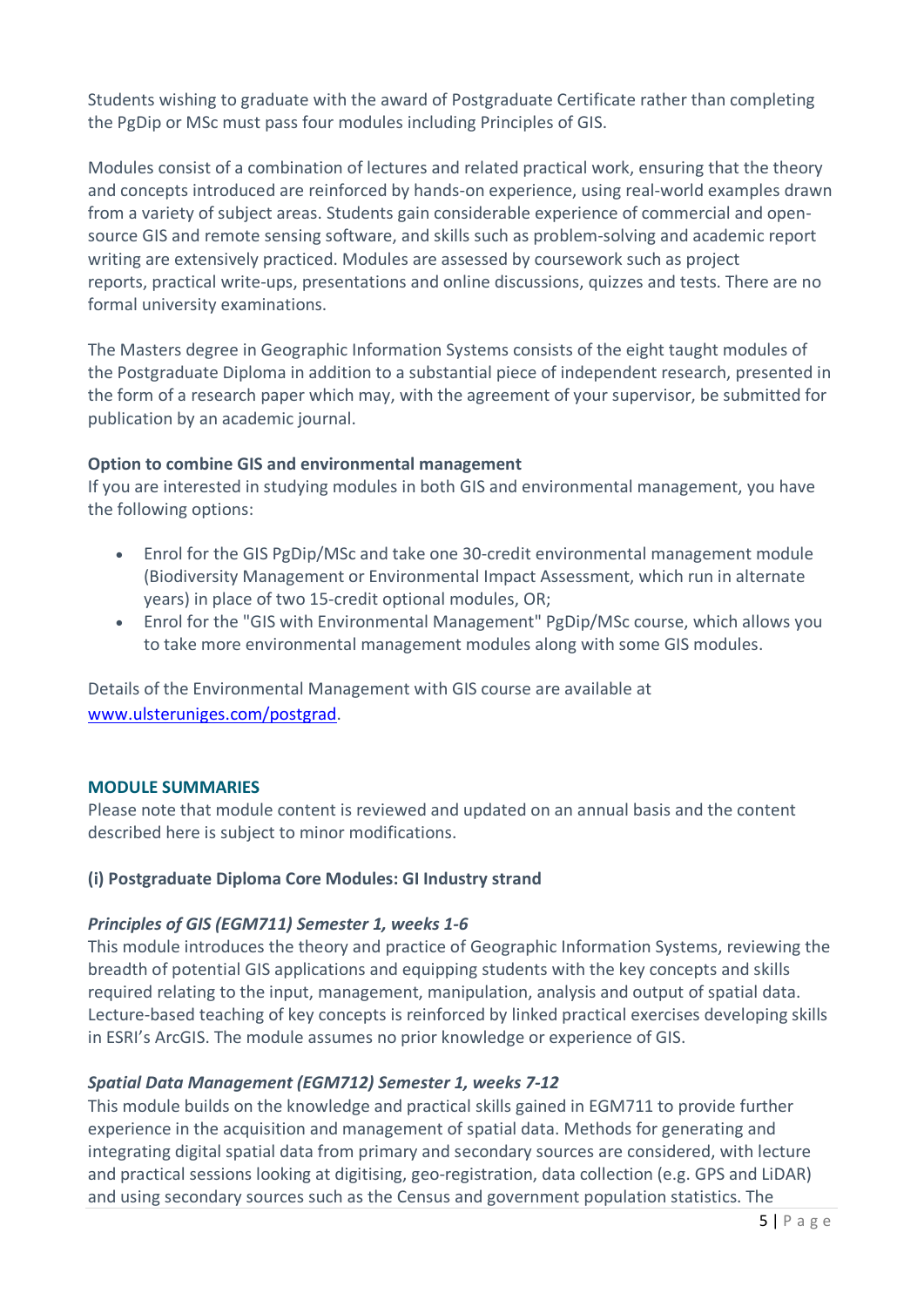Students wishing to graduate with the award of Postgraduate Certificate rather than completing the PgDip or MSc must pass four modules including Principles of GIS.

Modules consist of a combination of lectures and related practical work, ensuring that the theory and concepts introduced are reinforced by hands-on experience, using real-world examples drawn from a variety of subject areas. Students gain considerable experience of commercial and open-source GIS and remote sensing software, and skills such as problem-solving and academic report writing are extensively practiced. Modules are assessed by coursework such as project reports, practical write-ups, presentations and online discussions, quizzes and tests. There are no formal university examinations.

The Masters degree in Geographic Information Systems consists of the eight taught modules of the Postgraduate Diploma in addition to a substantial piece of independent research, presented in the form of a research paper which may, with the agreement of your supervisor, be submitted for publication by an academic journal.

**Option to combine GIS and environmental management**

If you are interested in studying modules in both GIS and environmental management, you have the following options:

- Enrol for the GIS PgDip/MSc and take one 30-credit environmental management module (Biodiversity Management or Environmental Impact Assessment, which run in alternate years) in place of two 15-credit optional modules, OR;
- Enrol for the "GIS with Environmental Management" PgDip/MSc course, which allows you to take more environmental management modules along with some GIS modules.

Details of the Environmental Management with GIS course are available at [www.ulsteruniges.com/postgrad](www.ulsteruniges.com/postgrad).

## MODULE SUMMARIES

Please note that module content is reviewed and updated on an annual basis and the content described here is subject to minor modifications.

### (i) Postgraduate Diploma Core Modules: GI Industry strand

#### *Principles of GIS (EGM711) Semester 1, weeks 1-6*

This module introduces the theory and practice of Geographic Information Systems, reviewing the breadth of potential GIS applications and equipping students with the key concepts and skills required relating to the input, management, manipulation, analysis and output of spatial data. Lecture-based teaching of key concepts is reinforced by linked practical exercises developing skills in ESRI's ArcGIS. The module assumes no prior knowledge or experience of GIS.

#### *Spatial Data Management (EGM712) Semester 1, weeks 7-12*

This module builds on the knowledge and practical skills gained in EGM711 to provide further experience in the acquisition and management of spatial data. Methods for generating and integrating digital spatial data from primary and secondary sources are considered, with lecture and practical sessions looking at digitising, geo-registration, data collection (e.g. GPS and LiDAR) and using secondary sources such as the Census and government population statistics. The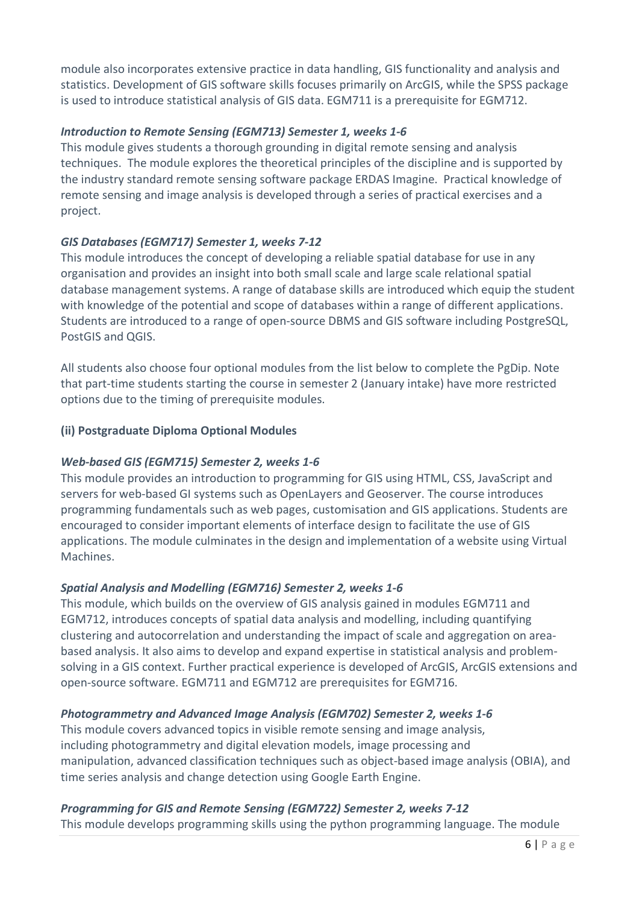module also incorporates extensive practice in data handling, GIS functionality and analysis and statistics. Development of GIS software skills focuses primarily on ArcGIS, while the SPSS package is used to introduce statistical analysis of GIS data. EGM711 is a prerequisite for EGM712.

***Introduction to Remote Sensing (EGM713) Semester 1, weeks 1-6***

This module gives students a thorough grounding in digital remote sensing and analysis techniques. The module explores the theoretical principles of the discipline and is supported by the industry standard remote sensing software package ERDAS Imagine. Practical knowledge of remote sensing and image analysis is developed through a series of practical exercises and a project.

***GIS Databases (EGM717) Semester 1, weeks 7-12***

This module introduces the concept of developing a reliable spatial database for use in any organisation and provides an insight into both small scale and large scale relational spatial database management systems. A range of database skills are introduced which equip the student with knowledge of the potential and scope of databases within a range of different applications. Students are introduced to a range of open-source DBMS and GIS software including PostgreSQL, PostGIS and QGIS.

All students also choose four optional modules from the list below to complete the PgDip. Note that part-time students starting the course in semester 2 (January intake) have more restricted options due to the timing of prerequisite modules.

**(ii) Postgraduate Diploma Optional Modules**

***Web-based GIS (EGM715) Semester 2, weeks 1-6***

This module provides an introduction to programming for GIS using HTML, CSS, JavaScript and servers for web-based GI systems such as OpenLayers and Geoserver. The course introduces programming fundamentals such as web pages, customisation and GIS applications. Students are encouraged to consider important elements of interface design to facilitate the use of GIS applications. The module culminates in the design and implementation of a website using Virtual Machines.

***Spatial Analysis and Modelling (EGM716) Semester 2, weeks 1-6***

This module, which builds on the overview of GIS analysis gained in modules EGM711 and EGM712, introduces concepts of spatial data analysis and modelling, including quantifying clustering and autocorrelation and understanding the impact of scale and aggregation on area-based analysis. It also aims to develop and expand expertise in statistical analysis and problem-solving in a GIS context. Further practical experience is developed of ArcGIS, ArcGIS extensions and open-source software. EGM711 and EGM712 are prerequisites for EGM716.

***Photogrammetry and Advanced Image Analysis (EGM702) Semester 2, weeks 1-6***

This module covers advanced topics in visible remote sensing and image analysis, including photogrammetry and digital elevation models, image processing and manipulation, advanced classification techniques such as object-based image analysis (OBIA), and time series analysis and change detection using Google Earth Engine.

***Programming for GIS and Remote Sensing (EGM722) Semester 2, weeks 7-12***

This module develops programming skills using the python programming language. The module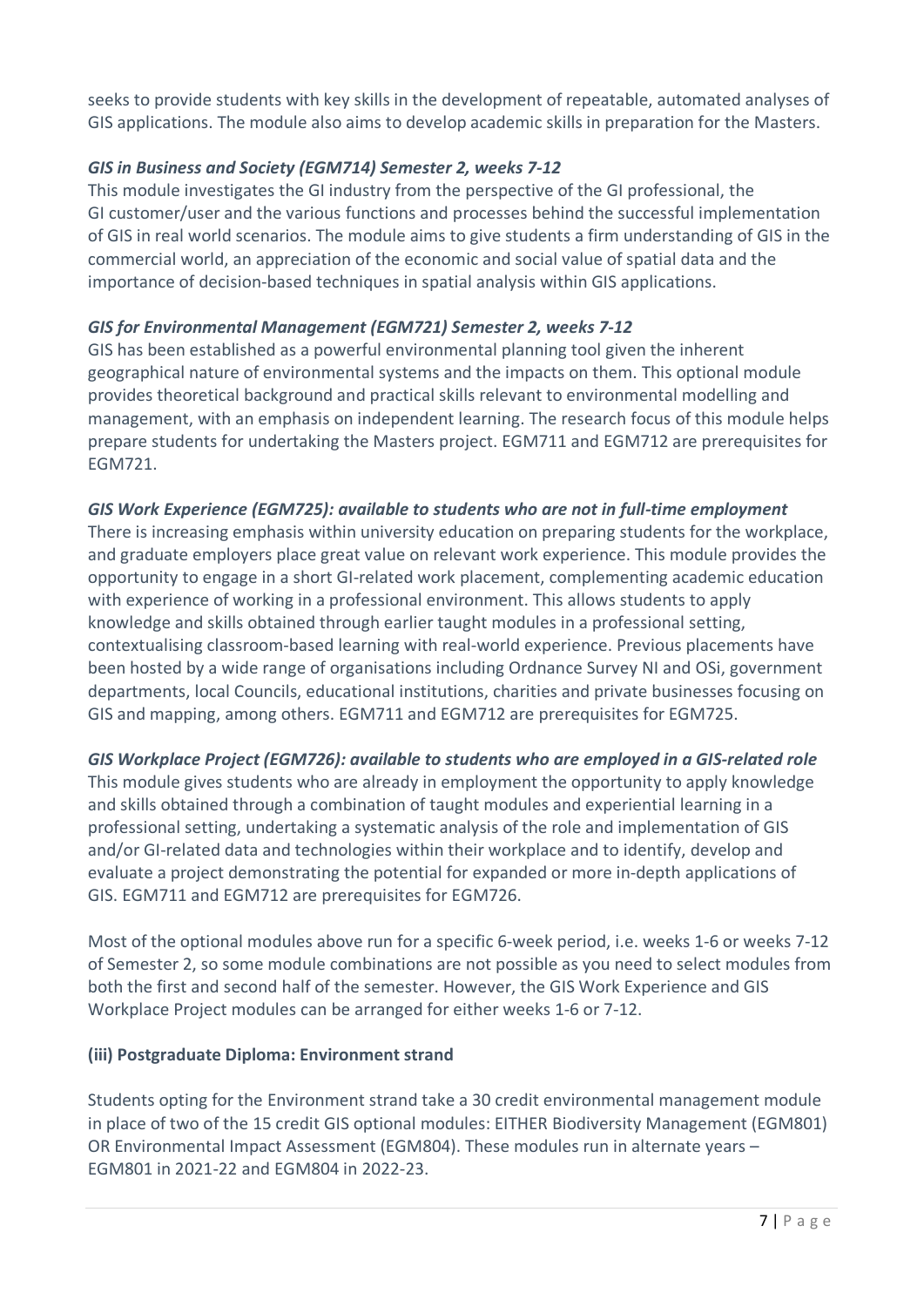seeks to provide students with key skills in the development of repeatable, automated analyses of GIS applications. The module also aims to develop academic skills in preparation for the Masters.

***GIS in Business and Society (EGM714) Semester 2, weeks 7-12***

This module investigates the GI industry from the perspective of the GI professional, the GI customer/user and the various functions and processes behind the successful implementation of GIS in real world scenarios. The module aims to give students a firm understanding of GIS in the commercial world, an appreciation of the economic and social value of spatial data and the importance of decision-based techniques in spatial analysis within GIS applications.

***GIS for Environmental Management (EGM721) Semester 2, weeks 7-12***

GIS has been established as a powerful environmental planning tool given the inherent geographical nature of environmental systems and the impacts on them. This optional module provides theoretical background and practical skills relevant to environmental modelling and management, with an emphasis on independent learning. The research focus of this module helps prepare students for undertaking the Masters project. EGM711 and EGM712 are prerequisites for EGM721.

***GIS Work Experience (EGM725): available to students who are not in full-time employment***

There is increasing emphasis within university education on preparing students for the workplace, and graduate employers place great value on relevant work experience. This module provides the opportunity to engage in a short GI-related work placement, complementing academic education with experience of working in a professional environment. This allows students to apply knowledge and skills obtained through earlier taught modules in a professional setting, contextualising classroom-based learning with real-world experience. Previous placements have been hosted by a wide range of organisations including Ordnance Survey NI and OSi, government departments, local Councils, educational institutions, charities and private businesses focusing on GIS and mapping, among others. EGM711 and EGM712 are prerequisites for EGM725.

***GIS Workplace Project (EGM726): available to students who are employed in a GIS-related role***

This module gives students who are already in employment the opportunity to apply knowledge and skills obtained through a combination of taught modules and experiential learning in a professional setting, undertaking a systematic analysis of the role and implementation of GIS and/or GI-related data and technologies within their workplace and to identify, develop and evaluate a project demonstrating the potential for expanded or more in-depth applications of GIS. EGM711 and EGM712 are prerequisites for EGM726.

Most of the optional modules above run for a specific 6-week period, i.e. weeks 1-6 or weeks 7-12 of Semester 2, so some module combinations are not possible as you need to select modules from both the first and second half of the semester. However, the GIS Work Experience and GIS Workplace Project modules can be arranged for either weeks 1-6 or 7-12.

**(iii) Postgraduate Diploma: Environment strand**

Students opting for the Environment strand take a 30 credit environmental management module in place of two of the 15 credit GIS optional modules: EITHER Biodiversity Management (EGM801) OR Environmental Impact Assessment (EGM804). These modules run in alternate years – EGM801 in 2021-22 and EGM804 in 2022-23.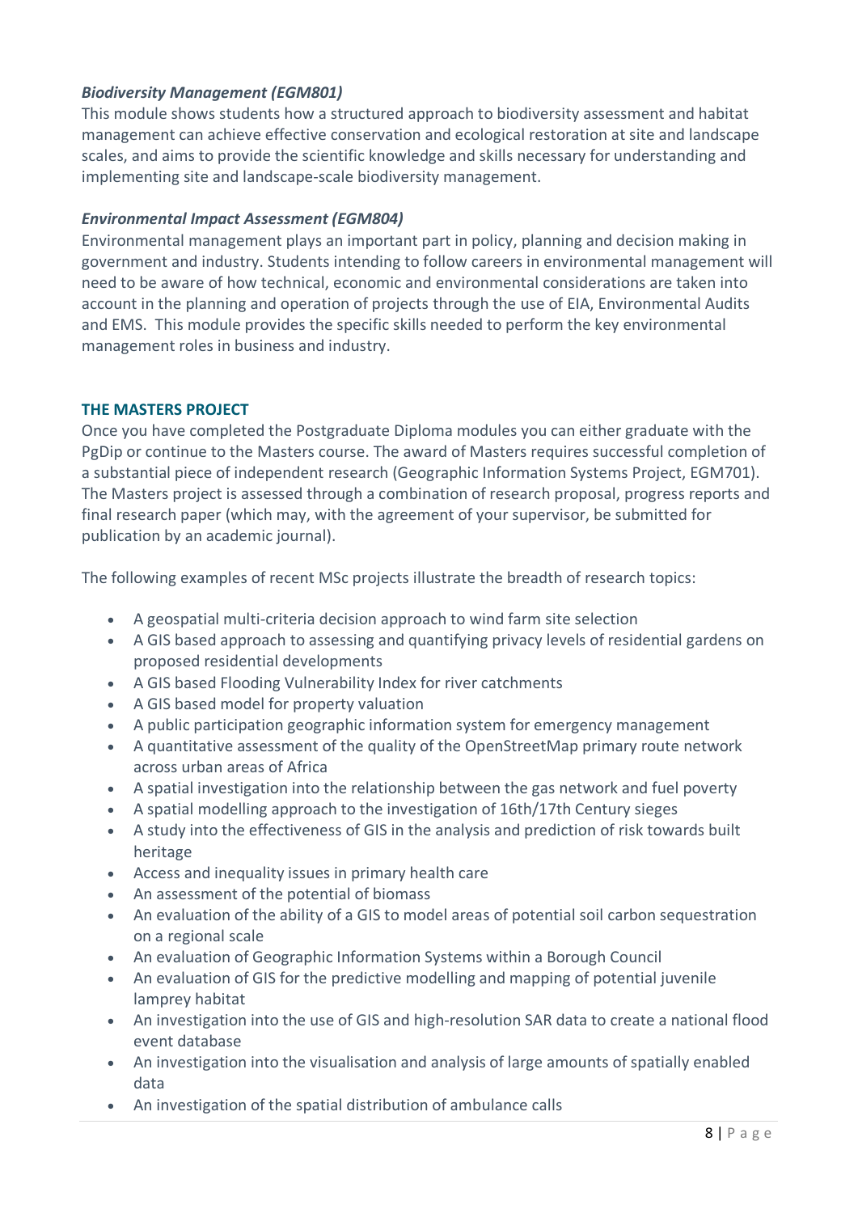***Biodiversity Management (EGM801)***

This module shows students how a structured approach to biodiversity assessment and habitat management can achieve effective conservation and ecological restoration at site and landscape scales, and aims to provide the scientific knowledge and skills necessary for understanding and implementing site and landscape-scale biodiversity management.

***Environmental Impact Assessment (EGM804)***

Environmental management plays an important part in policy, planning and decision making in government and industry. Students intending to follow careers in environmental management will need to be aware of how technical, economic and environmental considerations are taken into account in the planning and operation of projects through the use of EIA, Environmental Audits and EMS. This module provides the specific skills needed to perform the key environmental management roles in business and industry.

## THE MASTERS PROJECT

Once you have completed the Postgraduate Diploma modules you can either graduate with the PgDip or continue to the Masters course. The award of Masters requires successful completion of a substantial piece of independent research (Geographic Information Systems Project, EGM701). The Masters project is assessed through a combination of research proposal, progress reports and final research paper (which may, with the agreement of your supervisor, be submitted for publication by an academic journal).

The following examples of recent MSc projects illustrate the breadth of research topics:

- A geospatial multi-criteria decision approach to wind farm site selection
- A GIS based approach to assessing and quantifying privacy levels of residential gardens on proposed residential developments
- A GIS based Flooding Vulnerability Index for river catchments
- A GIS based model for property valuation
- A public participation geographic information system for emergency management
- A quantitative assessment of the quality of the OpenStreetMap primary route network across urban areas of Africa
- A spatial investigation into the relationship between the gas network and fuel poverty
- A spatial modelling approach to the investigation of 16th/17th Century sieges
- A study into the effectiveness of GIS in the analysis and prediction of risk towards built heritage
- Access and inequality issues in primary health care
- An assessment of the potential of biomass
- An evaluation of the ability of a GIS to model areas of potential soil carbon sequestration on a regional scale
- An evaluation of Geographic Information Systems within a Borough Council
- An evaluation of GIS for the predictive modelling and mapping of potential juvenile lamprey habitat
- An investigation into the use of GIS and high-resolution SAR data to create a national flood event database
- An investigation into the visualisation and analysis of large amounts of spatially enabled data
- An investigation of the spatial distribution of ambulance calls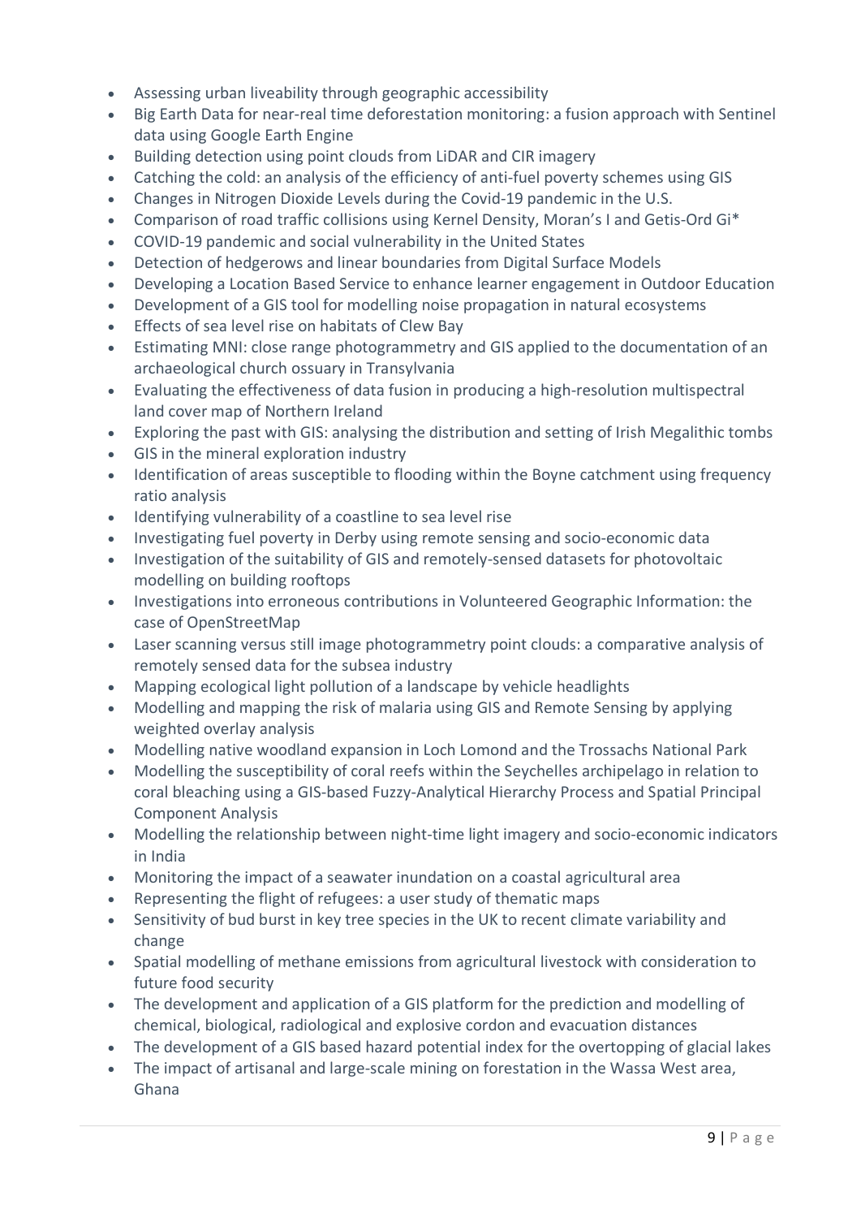- Assessing urban liveability through geographic accessibility
- Big Earth Data for near-real time deforestation monitoring: a fusion approach with Sentinel data using Google Earth Engine
- Building detection using point clouds from LiDAR and CIR imagery
- Catching the cold: an analysis of the efficiency of anti-fuel poverty schemes using GIS
- Changes in Nitrogen Dioxide Levels during the Covid-19 pandemic in the U.S.
- Comparison of road traffic collisions using Kernel Density, Moran's I and Getis-Ord Gi*
- COVID-19 pandemic and social vulnerability in the United States
- Detection of hedgerows and linear boundaries from Digital Surface Models
- Developing a Location Based Service to enhance learner engagement in Outdoor Education
- Development of a GIS tool for modelling noise propagation in natural ecosystems
- Effects of sea level rise on habitats of Clew Bay
- Estimating MNI: close range photogrammetry and GIS applied to the documentation of an archaeological church ossuary in Transylvania
- Evaluating the effectiveness of data fusion in producing a high-resolution multispectral land cover map of Northern Ireland
- Exploring the past with GIS: analysing the distribution and setting of Irish Megalithic tombs
- GIS in the mineral exploration industry
- Identification of areas susceptible to flooding within the Boyne catchment using frequency ratio analysis
- Identifying vulnerability of a coastline to sea level rise
- Investigating fuel poverty in Derby using remote sensing and socio-economic data
- Investigation of the suitability of GIS and remotely-sensed datasets for photovoltaic modelling on building rooftops
- Investigations into erroneous contributions in Volunteered Geographic Information: the case of OpenStreetMap
- Laser scanning versus still image photogrammetry point clouds: a comparative analysis of remotely sensed data for the subsea industry
- Mapping ecological light pollution of a landscape by vehicle headlights
- Modelling and mapping the risk of malaria using GIS and Remote Sensing by applying weighted overlay analysis
- Modelling native woodland expansion in Loch Lomond and the Trossachs National Park
- Modelling the susceptibility of coral reefs within the Seychelles archipelago in relation to coral bleaching using a GIS-based Fuzzy-Analytical Hierarchy Process and Spatial Principal Component Analysis
- Modelling the relationship between night-time light imagery and socio-economic indicators in India
- Monitoring the impact of a seawater inundation on a coastal agricultural area
- Representing the flight of refugees: a user study of thematic maps
- Sensitivity of bud burst in key tree species in the UK to recent climate variability and change
- Spatial modelling of methane emissions from agricultural livestock with consideration to future food security
- The development and application of a GIS platform for the prediction and modelling of chemical, biological, radiological and explosive cordon and evacuation distances
- The development of a GIS based hazard potential index for the overtopping of glacial lakes
- The impact of artisanal and large-scale mining on forestation in the Wassa West area, Ghana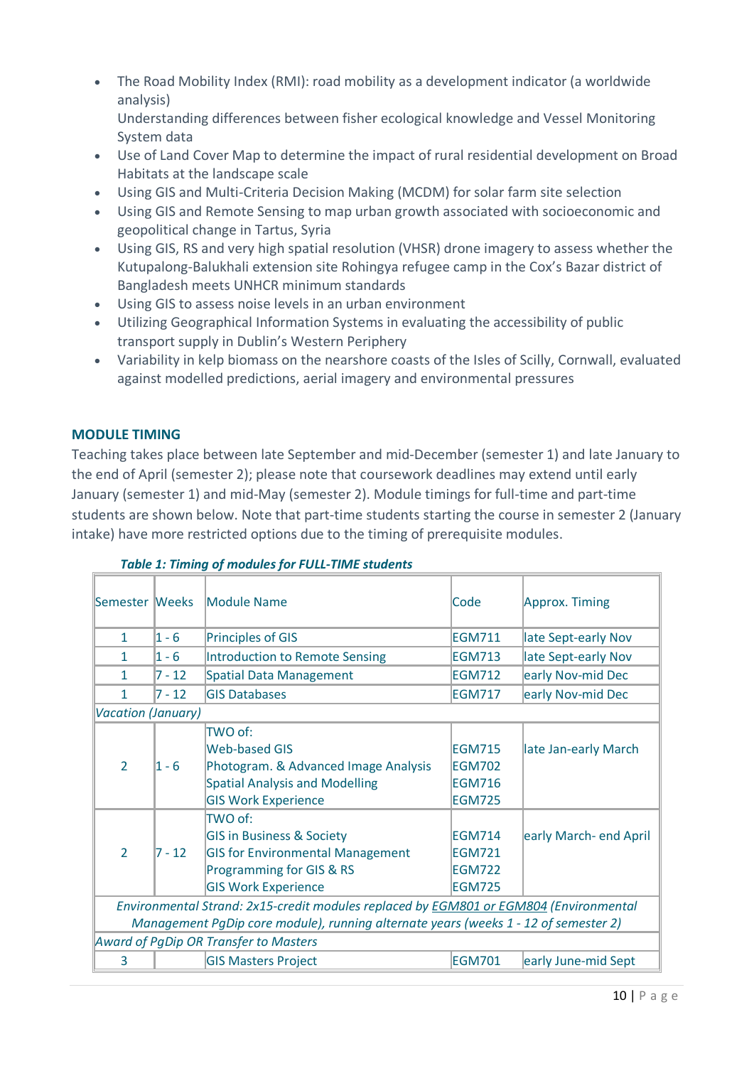- The Road Mobility Index (RMI): road mobility as a development indicator (a worldwide analysis)
  Understanding differences between fisher ecological knowledge and Vessel Monitoring System data
- Use of Land Cover Map to determine the impact of rural residential development on Broad Habitats at the landscape scale
- Using GIS and Multi-Criteria Decision Making (MCDM) for solar farm site selection
- Using GIS and Remote Sensing to map urban growth associated with socioeconomic and geopolitical change in Tartus, Syria
- Using GIS, RS and very high spatial resolution (VHSR) drone imagery to assess whether the Kutupalong-Balukhali extension site Rohingya refugee camp in the Cox's Bazar district of Bangladesh meets UNHCR minimum standards
- Using GIS to assess noise levels in an urban environment
- Utilizing Geographical Information Systems in evaluating the accessibility of public transport supply in Dublin's Western Periphery
- Variability in kelp biomass on the nearshore coasts of the Isles of Scilly, Cornwall, evaluated against modelled predictions, aerial imagery and environmental pressures

## MODULE TIMING

Teaching takes place between late September and mid-December (semester 1) and late January to the end of April (semester 2); please note that coursework deadlines may extend until early January (semester 1) and mid-May (semester 2). Module timings for full-time and part-time students are shown below. Note that part-time students starting the course in semester 2 (January intake) have more restricted options due to the timing of prerequisite modules.

***Table 1: Timing of modules for FULL-TIME students***

| Semester | Weeks | Module Name | Code | Approx. Timing |
|---|---|---|---|---|
| 1 | 1 - 6 | Principles of GIS | EGM711 | late Sept-early Nov |
| 1 | 1 - 6 | Introduction to Remote Sensing | EGM713 | late Sept-early Nov |
| 1 | 7 - 12 | Spatial Data Management | EGM712 | early Nov-mid Dec |
| 1 | 7 - 12 | GIS Databases | EGM717 | early Nov-mid Dec |
| *Vacation (January)* | | | | |
| 2 | 1 - 6 | TWO of:<br>Web-based GIS<br>Photogram. & Advanced Image Analysis<br>Spatial Analysis and Modelling<br>GIS Work Experience | EGM715<br>EGM702<br>EGM716<br>EGM725 | late Jan-early March |
| 2 | 7 - 12 | TWO of:<br>GIS in Business & Society<br>GIS for Environmental Management<br>Programming for GIS & RS<br>GIS Work Experience | EGM714<br>EGM721<br>EGM722<br>EGM725 | early March- end April |
| *Environmental Strand: 2x15-credit modules replaced by EGM801 or EGM804 (Environmental Management PgDip core module), running alternate years (weeks 1 - 12 of semester 2)* | | | | |
| *Award of PgDip OR Transfer to Masters* | | | | |
| 3 | | GIS Masters Project | EGM701 | early June-mid Sept |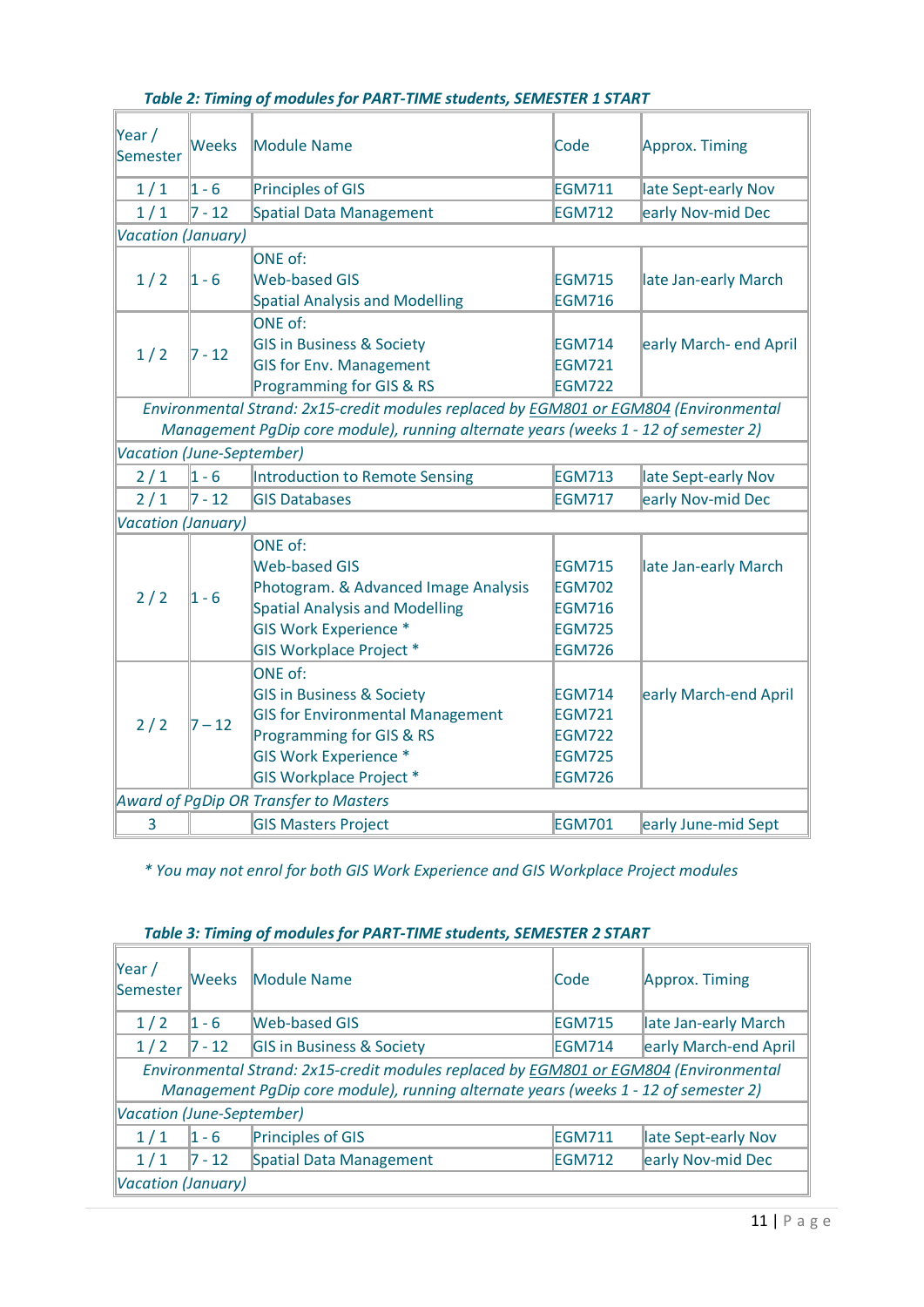*Table 2: Timing of modules for PART-TIME students, SEMESTER 1 START*

| Year / Semester | Weeks | Module Name | Code | Approx. Timing |
|---|---|---|---|---|
| 1 / 1 | 1 - 6 | Principles of GIS | EGM711 | late Sept-early Nov |
| 1 / 1 | 7 - 12 | Spatial Data Management | EGM712 | early Nov-mid Dec |
| *Vacation (January)* | | | | |
| 1 / 2 | 1 - 6 | ONE of:<br>Web-based GIS<br>Spatial Analysis and Modelling | <br>EGM715<br>EGM716 | late Jan-early March |
| 1 / 2 | 7 - 12 | ONE of:<br>GIS in Business & Society<br>GIS for Env. Management<br>Programming for GIS & RS | <br>EGM714<br>EGM721<br>EGM722 | early March- end April |
| *Environmental Strand: 2x15-credit modules replaced by EGM801 or EGM804 (Environmental Management PgDip core module), running alternate years (weeks 1 - 12 of semester 2)* | | | | |
| *Vacation (June-September)* | | | | |
| 2 / 1 | 1 - 6 | Introduction to Remote Sensing | EGM713 | late Sept-early Nov |
| 2 / 1 | 7 - 12 | GIS Databases | EGM717 | early Nov-mid Dec |
| *Vacation (January)* | | | | |
| 2 / 2 | 1 - 6 | ONE of:<br>Web-based GIS<br>Photogram. & Advanced Image Analysis<br>Spatial Analysis and Modelling<br>GIS Work Experience *<br>GIS Workplace Project * | <br>EGM715<br>EGM702<br>EGM716<br>EGM725<br>EGM726 | late Jan-early March |
| 2 / 2 | 7 – 12 | ONE of:<br>GIS in Business & Society<br>GIS for Environmental Management<br>Programming for GIS & RS<br>GIS Work Experience *<br>GIS Workplace Project * | <br>EGM714<br>EGM721<br>EGM722<br>EGM725<br>EGM726 | early March-end April |
| *Award of PgDip OR Transfer to Masters* | | | | |
| 3 | | GIS Masters Project | EGM701 | early June-mid Sept |

*\* You may not enrol for both GIS Work Experience and GIS Workplace Project modules*

*Table 3: Timing of modules for PART-TIME students, SEMESTER 2 START*

| Year / Semester | Weeks | Module Name | Code | Approx. Timing |
|---|---|---|---|---|
| 1 / 2 | 1 - 6 | Web-based GIS | EGM715 | late Jan-early March |
| 1 / 2 | 7 - 12 | GIS in Business & Society | EGM714 | early March-end April |
| *Environmental Strand: 2x15-credit modules replaced by EGM801 or EGM804 (Environmental Management PgDip core module), running alternate years (weeks 1 - 12 of semester 2)* | | | | |
| *Vacation (June-September)* | | | | |
| 1 / 1 | 1 - 6 | Principles of GIS | EGM711 | late Sept-early Nov |
| 1 / 1 | 7 - 12 | Spatial Data Management | EGM712 | early Nov-mid Dec |
| *Vacation (January)* | | | | |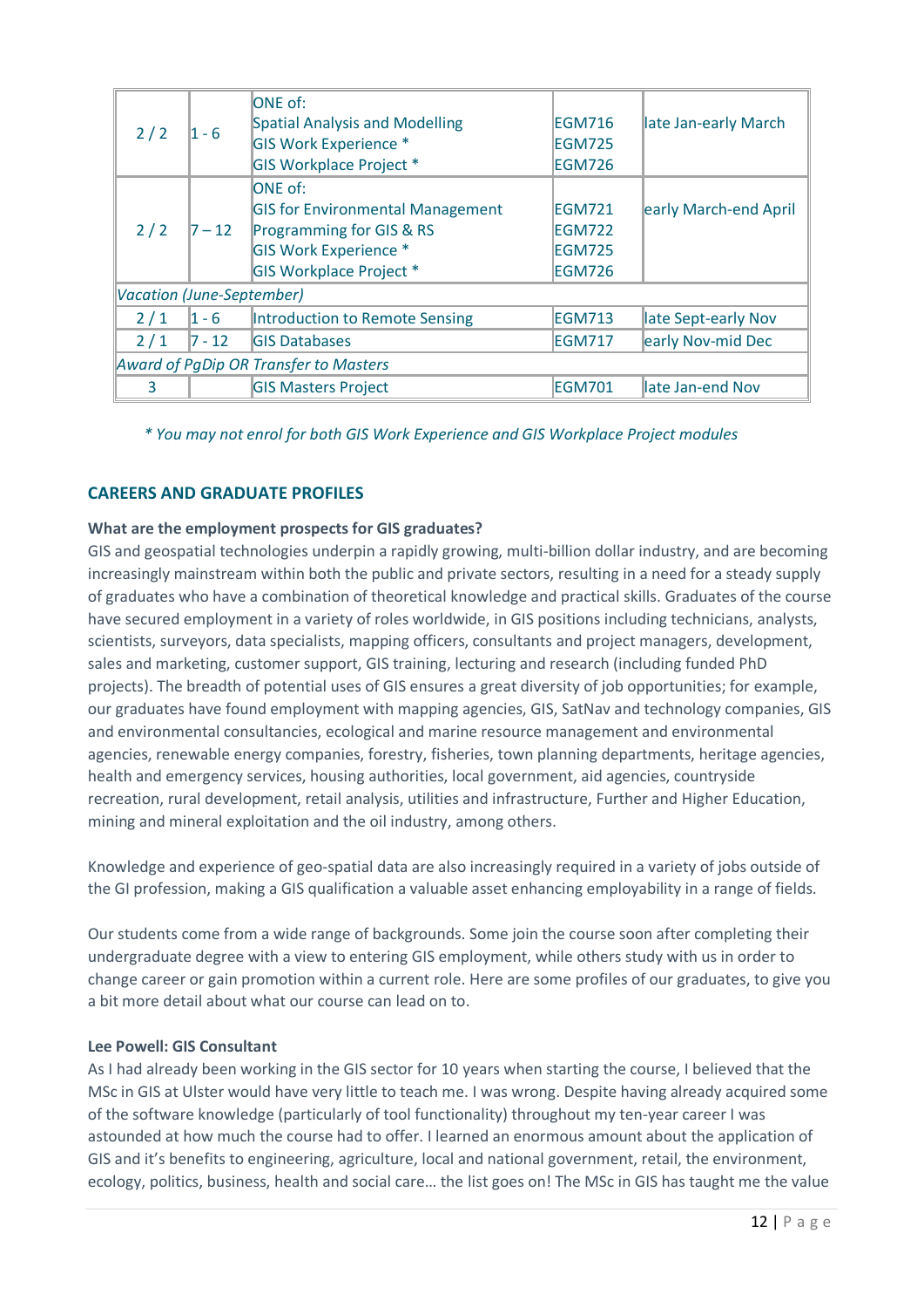| | | | | |
|---|---|---|---|---|
| 2 / 2 | 1 - 6 | ONE of:<br>Spatial Analysis and Modelling<br>GIS Work Experience *<br>GIS Workplace Project * | <br>EGM716<br>EGM725<br>EGM726 | late Jan-early March |
| 2 / 2 | 7 – 12 | ONE of:<br>GIS for Environmental Management<br>Programming for GIS & RS<br>GIS Work Experience *<br>GIS Workplace Project * | <br>EGM721<br>EGM722<br>EGM725<br>EGM726 | early March-end April |
| *Vacation (June-September)* | | | | |
| 2 / 1 | 1 - 6 | Introduction to Remote Sensing | EGM713 | late Sept-early Nov |
| 2 / 1 | 7 - 12 | GIS Databases | EGM717 | early Nov-mid Dec |
| *Award of PgDip OR Transfer to Masters* | | | | |
| 3 | | GIS Masters Project | EGM701 | late Jan-end Nov |

*\* You may not enrol for both GIS Work Experience and GIS Workplace Project modules*

## CAREERS AND GRADUATE PROFILES

**What are the employment prospects for GIS graduates?**

GIS and geospatial technologies underpin a rapidly growing, multi-billion dollar industry, and are becoming increasingly mainstream within both the public and private sectors, resulting in a need for a steady supply of graduates who have a combination of theoretical knowledge and practical skills. Graduates of the course have secured employment in a variety of roles worldwide, in GIS positions including technicians, analysts, scientists, surveyors, data specialists, mapping officers, consultants and project managers, development, sales and marketing, customer support, GIS training, lecturing and research (including funded PhD projects). The breadth of potential uses of GIS ensures a great diversity of job opportunities; for example, our graduates have found employment with mapping agencies, GIS, SatNav and technology companies, GIS and environmental consultancies, ecological and marine resource management and environmental agencies, renewable energy companies, forestry, fisheries, town planning departments, heritage agencies, health and emergency services, housing authorities, local government, aid agencies, countryside recreation, rural development, retail analysis, utilities and infrastructure, Further and Higher Education, mining and mineral exploitation and the oil industry, among others.

Knowledge and experience of geo-spatial data are also increasingly required in a variety of jobs outside of the GI profession, making a GIS qualification a valuable asset enhancing employability in a range of fields.

Our students come from a wide range of backgrounds. Some join the course soon after completing their undergraduate degree with a view to entering GIS employment, while others study with us in order to change career or gain promotion within a current role. Here are some profiles of our graduates, to give you a bit more detail about what our course can lead on to.

**Lee Powell: GIS Consultant**

As I had already been working in the GIS sector for 10 years when starting the course, I believed that the MSc in GIS at Ulster would have very little to teach me. I was wrong. Despite having already acquired some of the software knowledge (particularly of tool functionality) throughout my ten-year career I was astounded at how much the course had to offer. I learned an enormous amount about the application of GIS and it's benefits to engineering, agriculture, local and national government, retail, the environment, ecology, politics, business, health and social care… the list goes on! The MSc in GIS has taught me the value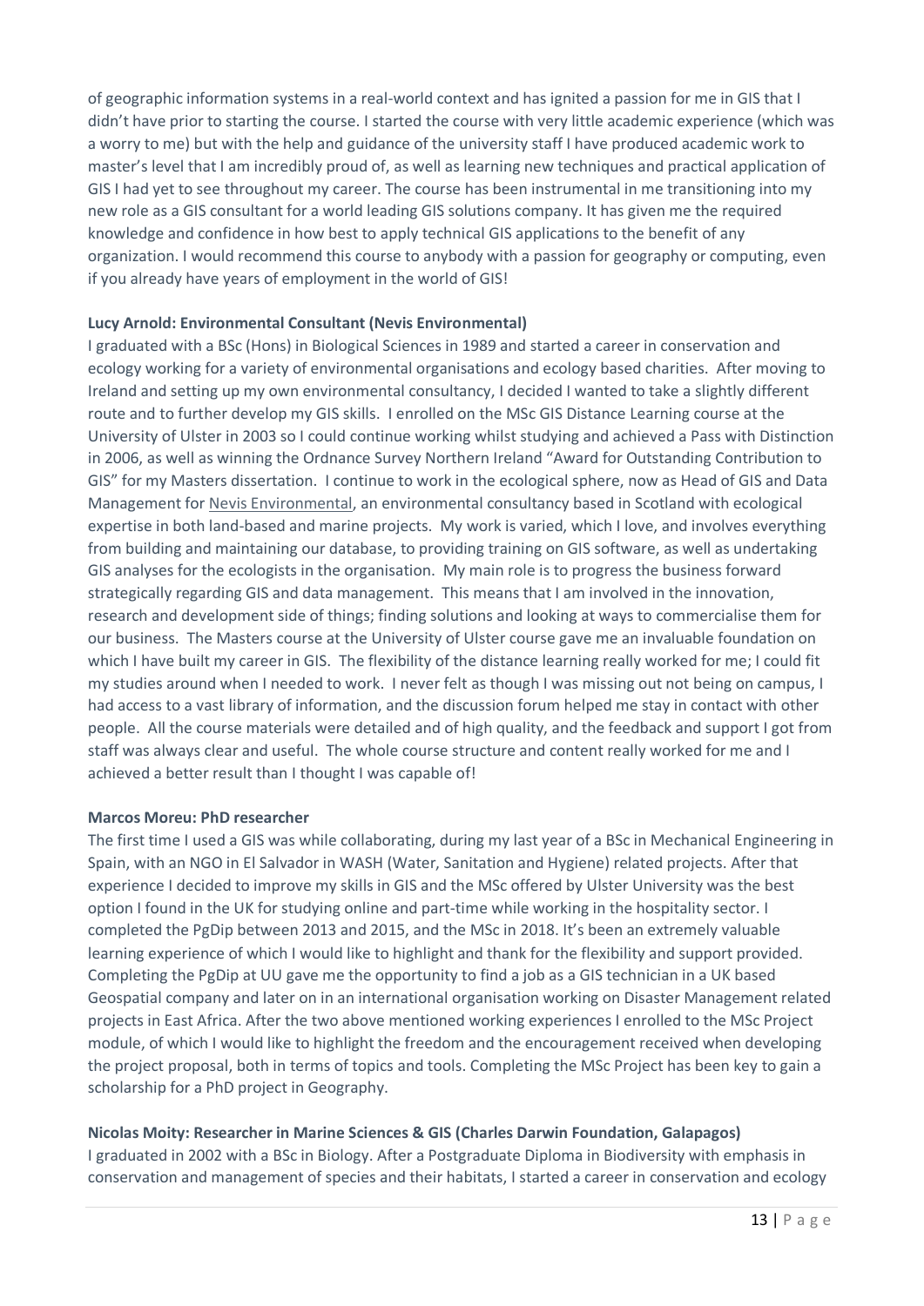of geographic information systems in a real-world context and has ignited a passion for me in GIS that I didn't have prior to starting the course. I started the course with very little academic experience (which was a worry to me) but with the help and guidance of the university staff I have produced academic work to master's level that I am incredibly proud of, as well as learning new techniques and practical application of GIS I had yet to see throughout my career. The course has been instrumental in me transitioning into my new role as a GIS consultant for a world leading GIS solutions company. It has given me the required knowledge and confidence in how best to apply technical GIS applications to the benefit of any organization. I would recommend this course to anybody with a passion for geography or computing, even if you already have years of employment in the world of GIS!

**Lucy Arnold: Environmental Consultant (Nevis Environmental)**

I graduated with a BSc (Hons) in Biological Sciences in 1989 and started a career in conservation and ecology working for a variety of environmental organisations and ecology based charities. After moving to Ireland and setting up my own environmental consultancy, I decided I wanted to take a slightly different route and to further develop my GIS skills. I enrolled on the MSc GIS Distance Learning course at the University of Ulster in 2003 so I could continue working whilst studying and achieved a Pass with Distinction in 2006, as well as winning the Ordnance Survey Northern Ireland "Award for Outstanding Contribution to GIS" for my Masters dissertation. I continue to work in the ecological sphere, now as Head of GIS and Data Management for Nevis Environmental, an environmental consultancy based in Scotland with ecological expertise in both land-based and marine projects. My work is varied, which I love, and involves everything from building and maintaining our database, to providing training on GIS software, as well as undertaking GIS analyses for the ecologists in the organisation. My main role is to progress the business forward strategically regarding GIS and data management. This means that I am involved in the innovation, research and development side of things; finding solutions and looking at ways to commercialise them for our business. The Masters course at the University of Ulster course gave me an invaluable foundation on which I have built my career in GIS. The flexibility of the distance learning really worked for me; I could fit my studies around when I needed to work. I never felt as though I was missing out not being on campus, I had access to a vast library of information, and the discussion forum helped me stay in contact with other people. All the course materials were detailed and of high quality, and the feedback and support I got from staff was always clear and useful. The whole course structure and content really worked for me and I achieved a better result than I thought I was capable of!

**Marcos Moreu: PhD researcher**

The first time I used a GIS was while collaborating, during my last year of a BSc in Mechanical Engineering in Spain, with an NGO in El Salvador in WASH (Water, Sanitation and Hygiene) related projects. After that experience I decided to improve my skills in GIS and the MSc offered by Ulster University was the best option I found in the UK for studying online and part-time while working in the hospitality sector. I completed the PgDip between 2013 and 2015, and the MSc in 2018. It's been an extremely valuable learning experience of which I would like to highlight and thank for the flexibility and support provided. Completing the PgDip at UU gave me the opportunity to find a job as a GIS technician in a UK based Geospatial company and later on in an international organisation working on Disaster Management related projects in East Africa. After the two above mentioned working experiences I enrolled to the MSc Project module, of which I would like to highlight the freedom and the encouragement received when developing the project proposal, both in terms of topics and tools. Completing the MSc Project has been key to gain a scholarship for a PhD project in Geography.

**Nicolas Moity: Researcher in Marine Sciences & GIS (Charles Darwin Foundation, Galapagos)**

I graduated in 2002 with a BSc in Biology. After a Postgraduate Diploma in Biodiversity with emphasis in conservation and management of species and their habitats, I started a career in conservation and ecology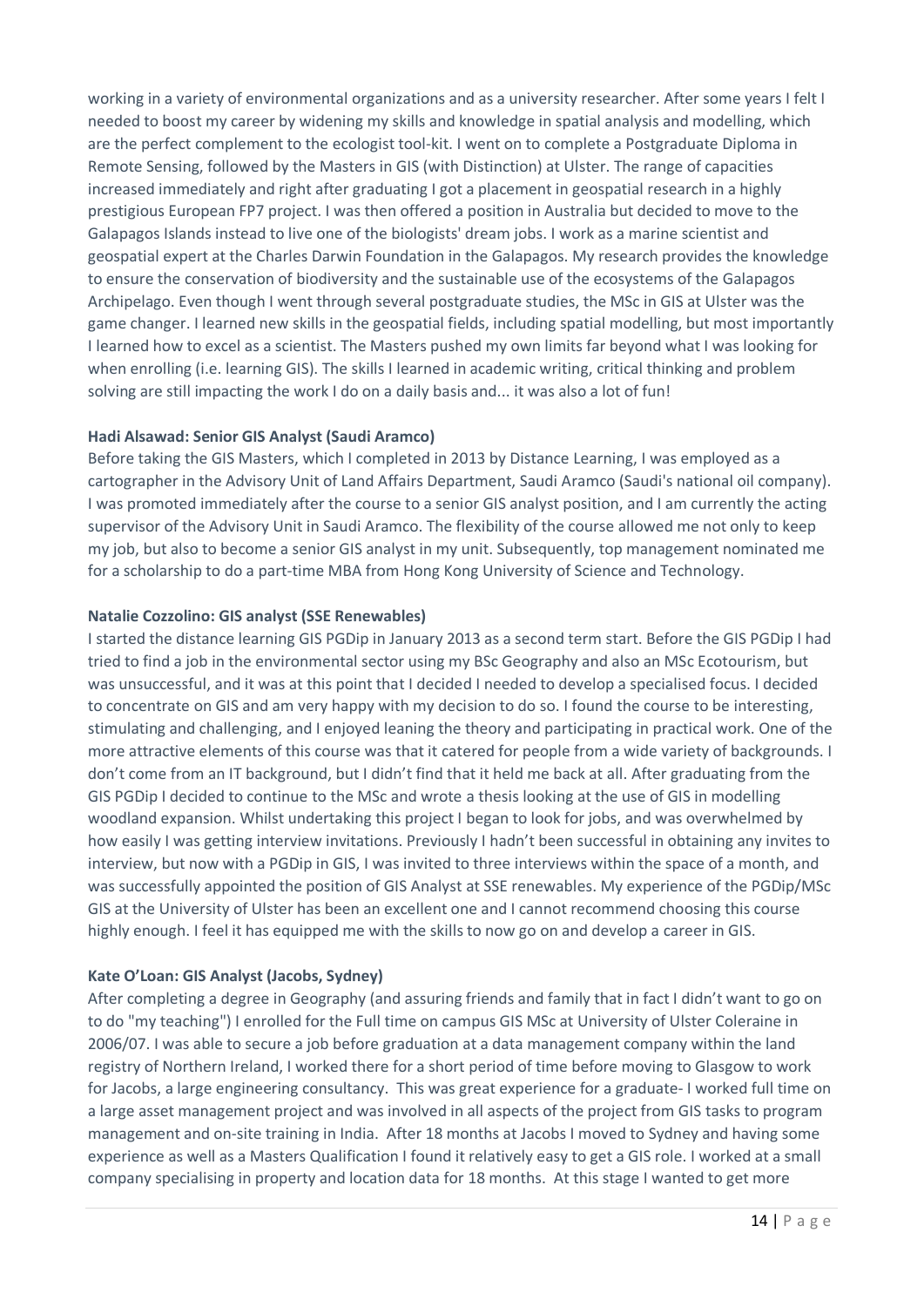working in a variety of environmental organizations and as a university researcher. After some years I felt I needed to boost my career by widening my skills and knowledge in spatial analysis and modelling, which are the perfect complement to the ecologist tool-kit. I went on to complete a Postgraduate Diploma in Remote Sensing, followed by the Masters in GIS (with Distinction) at Ulster. The range of capacities increased immediately and right after graduating I got a placement in geospatial research in a highly prestigious European FP7 project. I was then offered a position in Australia but decided to move to the Galapagos Islands instead to live one of the biologists' dream jobs. I work as a marine scientist and geospatial expert at the Charles Darwin Foundation in the Galapagos. My research provides the knowledge to ensure the conservation of biodiversity and the sustainable use of the ecosystems of the Galapagos Archipelago. Even though I went through several postgraduate studies, the MSc in GIS at Ulster was the game changer. I learned new skills in the geospatial fields, including spatial modelling, but most importantly I learned how to excel as a scientist. The Masters pushed my own limits far beyond what I was looking for when enrolling (i.e. learning GIS). The skills I learned in academic writing, critical thinking and problem solving are still impacting the work I do on a daily basis and... it was also a lot of fun!

**Hadi Alsawad: Senior GIS Analyst (Saudi Aramco)**

Before taking the GIS Masters, which I completed in 2013 by Distance Learning, I was employed as a cartographer in the Advisory Unit of Land Affairs Department, Saudi Aramco (Saudi's national oil company). I was promoted immediately after the course to a senior GIS analyst position, and I am currently the acting supervisor of the Advisory Unit in Saudi Aramco. The flexibility of the course allowed me not only to keep my job, but also to become a senior GIS analyst in my unit. Subsequently, top management nominated me for a scholarship to do a part-time MBA from Hong Kong University of Science and Technology.

**Natalie Cozzolino: GIS analyst (SSE Renewables)**

I started the distance learning GIS PGDip in January 2013 as a second term start. Before the GIS PGDip I had tried to find a job in the environmental sector using my BSc Geography and also an MSc Ecotourism, but was unsuccessful, and it was at this point that I decided I needed to develop a specialised focus. I decided to concentrate on GIS and am very happy with my decision to do so. I found the course to be interesting, stimulating and challenging, and I enjoyed leaning the theory and participating in practical work. One of the more attractive elements of this course was that it catered for people from a wide variety of backgrounds. I don't come from an IT background, but I didn't find that it held me back at all. After graduating from the GIS PGDip I decided to continue to the MSc and wrote a thesis looking at the use of GIS in modelling woodland expansion. Whilst undertaking this project I began to look for jobs, and was overwhelmed by how easily I was getting interview invitations. Previously I hadn't been successful in obtaining any invites to interview, but now with a PGDip in GIS, I was invited to three interviews within the space of a month, and was successfully appointed the position of GIS Analyst at SSE renewables. My experience of the PGDip/MSc GIS at the University of Ulster has been an excellent one and I cannot recommend choosing this course highly enough. I feel it has equipped me with the skills to now go on and develop a career in GIS.

**Kate O'Loan: GIS Analyst (Jacobs, Sydney)**

After completing a degree in Geography (and assuring friends and family that in fact I didn't want to go on to do "my teaching") I enrolled for the Full time on campus GIS MSc at University of Ulster Coleraine in 2006/07. I was able to secure a job before graduation at a data management company within the land registry of Northern Ireland, I worked there for a short period of time before moving to Glasgow to work for Jacobs, a large engineering consultancy. This was great experience for a graduate- I worked full time on a large asset management project and was involved in all aspects of the project from GIS tasks to program management and on-site training in India. After 18 months at Jacobs I moved to Sydney and having some experience as well as a Masters Qualification I found it relatively easy to get a GIS role. I worked at a small company specialising in property and location data for 18 months. At this stage I wanted to get more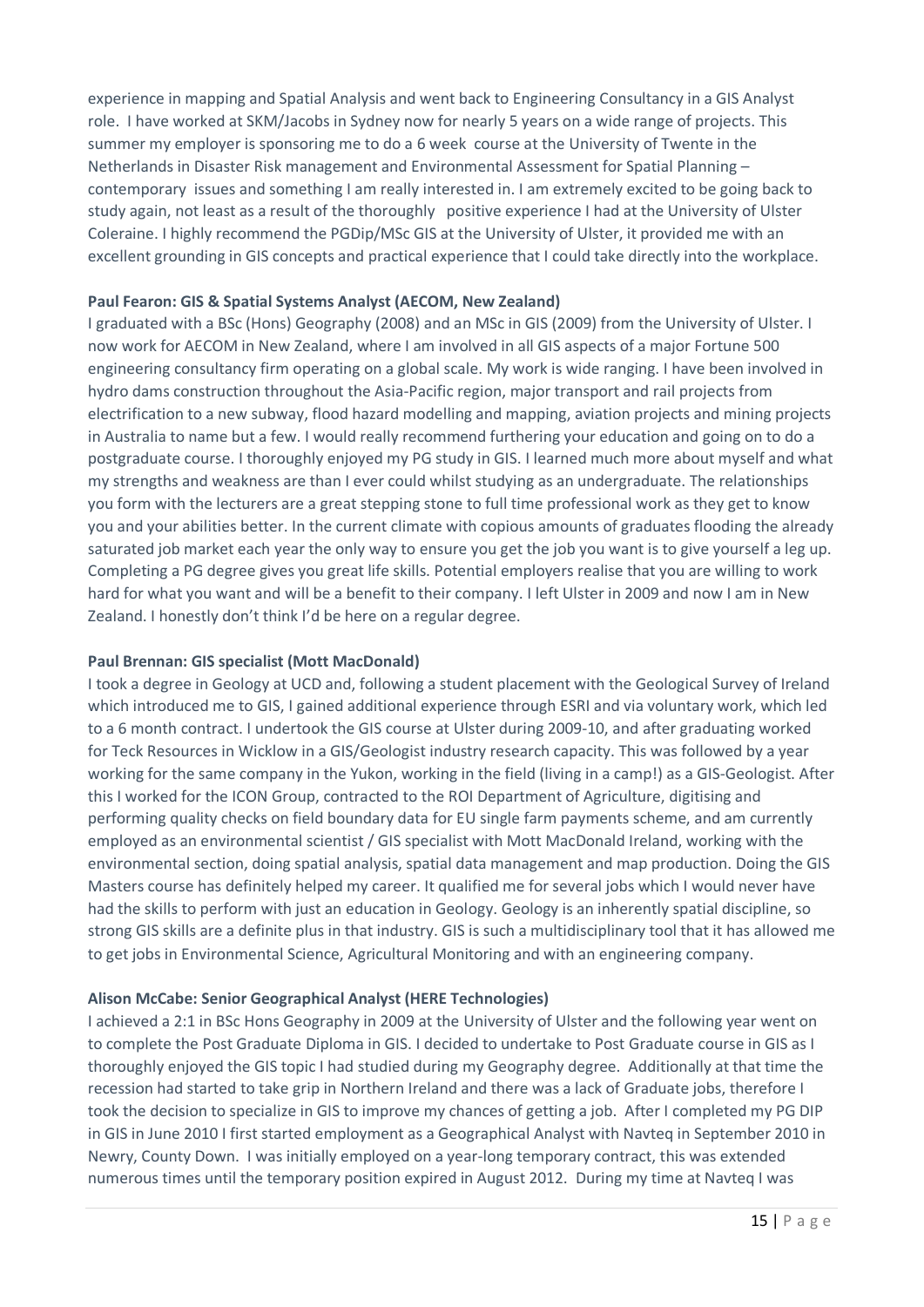experience in mapping and Spatial Analysis and went back to Engineering Consultancy in a GIS Analyst role. I have worked at SKM/Jacobs in Sydney now for nearly 5 years on a wide range of projects. This summer my employer is sponsoring me to do a 6 week course at the University of Twente in the Netherlands in Disaster Risk management and Environmental Assessment for Spatial Planning – contemporary issues and something I am really interested in. I am extremely excited to be going back to study again, not least as a result of the thoroughly positive experience I had at the University of Ulster Coleraine. I highly recommend the PGDip/MSc GIS at the University of Ulster, it provided me with an excellent grounding in GIS concepts and practical experience that I could take directly into the workplace.

**Paul Fearon: GIS & Spatial Systems Analyst (AECOM, New Zealand)**

I graduated with a BSc (Hons) Geography (2008) and an MSc in GIS (2009) from the University of Ulster. I now work for AECOM in New Zealand, where I am involved in all GIS aspects of a major Fortune 500 engineering consultancy firm operating on a global scale. My work is wide ranging. I have been involved in hydro dams construction throughout the Asia-Pacific region, major transport and rail projects from electrification to a new subway, flood hazard modelling and mapping, aviation projects and mining projects in Australia to name but a few. I would really recommend furthering your education and going on to do a postgraduate course. I thoroughly enjoyed my PG study in GIS. I learned much more about myself and what my strengths and weakness are than I ever could whilst studying as an undergraduate. The relationships you form with the lecturers are a great stepping stone to full time professional work as they get to know you and your abilities better. In the current climate with copious amounts of graduates flooding the already saturated job market each year the only way to ensure you get the job you want is to give yourself a leg up. Completing a PG degree gives you great life skills. Potential employers realise that you are willing to work hard for what you want and will be a benefit to their company. I left Ulster in 2009 and now I am in New Zealand. I honestly don't think I'd be here on a regular degree.

**Paul Brennan: GIS specialist (Mott MacDonald)**

I took a degree in Geology at UCD and, following a student placement with the Geological Survey of Ireland which introduced me to GIS, I gained additional experience through ESRI and via voluntary work, which led to a 6 month contract. I undertook the GIS course at Ulster during 2009-10, and after graduating worked for Teck Resources in Wicklow in a GIS/Geologist industry research capacity. This was followed by a year working for the same company in the Yukon, working in the field (living in a camp!) as a GIS-Geologist. After this I worked for the ICON Group, contracted to the ROI Department of Agriculture, digitising and performing quality checks on field boundary data for EU single farm payments scheme, and am currently employed as an environmental scientist / GIS specialist with Mott MacDonald Ireland, working with the environmental section, doing spatial analysis, spatial data management and map production. Doing the GIS Masters course has definitely helped my career. It qualified me for several jobs which I would never have had the skills to perform with just an education in Geology. Geology is an inherently spatial discipline, so strong GIS skills are a definite plus in that industry. GIS is such a multidisciplinary tool that it has allowed me to get jobs in Environmental Science, Agricultural Monitoring and with an engineering company.

**Alison McCabe: Senior Geographical Analyst (HERE Technologies)**

I achieved a 2:1 in BSc Hons Geography in 2009 at the University of Ulster and the following year went on to complete the Post Graduate Diploma in GIS. I decided to undertake to Post Graduate course in GIS as I thoroughly enjoyed the GIS topic I had studied during my Geography degree. Additionally at that time the recession had started to take grip in Northern Ireland and there was a lack of Graduate jobs, therefore I took the decision to specialize in GIS to improve my chances of getting a job. After I completed my PG DIP in GIS in June 2010 I first started employment as a Geographical Analyst with Navteq in September 2010 in Newry, County Down. I was initially employed on a year-long temporary contract, this was extended numerous times until the temporary position expired in August 2012. During my time at Navteq I was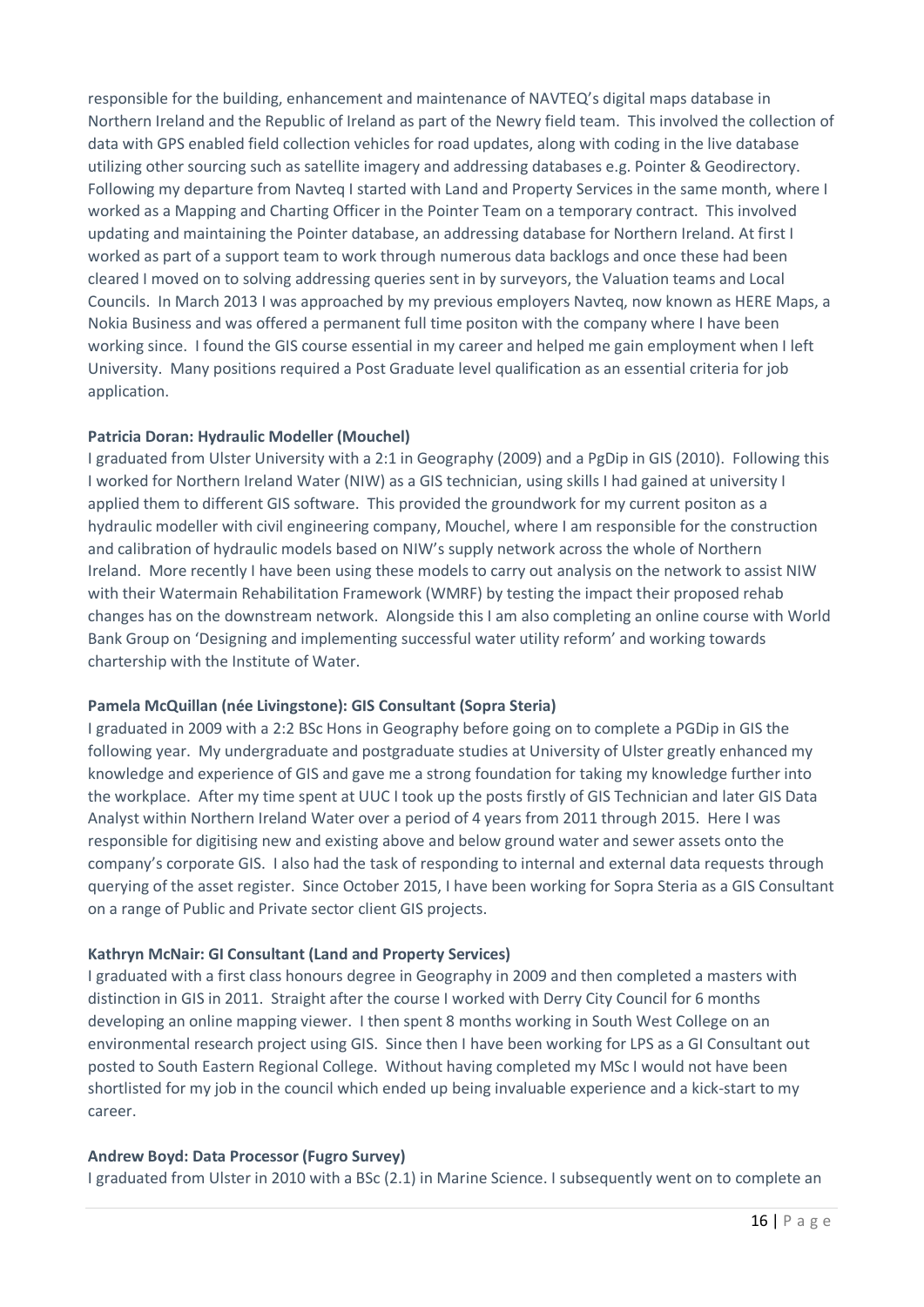responsible for the building, enhancement and maintenance of NAVTEQ's digital maps database in Northern Ireland and the Republic of Ireland as part of the Newry field team. This involved the collection of data with GPS enabled field collection vehicles for road updates, along with coding in the live database utilizing other sourcing such as satellite imagery and addressing databases e.g. Pointer & Geodirectory. Following my departure from Navteq I started with Land and Property Services in the same month, where I worked as a Mapping and Charting Officer in the Pointer Team on a temporary contract. This involved updating and maintaining the Pointer database, an addressing database for Northern Ireland. At first I worked as part of a support team to work through numerous data backlogs and once these had been cleared I moved on to solving addressing queries sent in by surveyors, the Valuation teams and Local Councils. In March 2013 I was approached by my previous employers Navteq, now known as HERE Maps, a Nokia Business and was offered a permanent full time positon with the company where I have been working since. I found the GIS course essential in my career and helped me gain employment when I left University. Many positions required a Post Graduate level qualification as an essential criteria for job application.

**Patricia Doran: Hydraulic Modeller (Mouchel)**

I graduated from Ulster University with a 2:1 in Geography (2009) and a PgDip in GIS (2010). Following this I worked for Northern Ireland Water (NIW) as a GIS technician, using skills I had gained at university I applied them to different GIS software. This provided the groundwork for my current positon as a hydraulic modeller with civil engineering company, Mouchel, where I am responsible for the construction and calibration of hydraulic models based on NIW's supply network across the whole of Northern Ireland. More recently I have been using these models to carry out analysis on the network to assist NIW with their Watermain Rehabilitation Framework (WMRF) by testing the impact their proposed rehab changes has on the downstream network. Alongside this I am also completing an online course with World Bank Group on 'Designing and implementing successful water utility reform' and working towards chartership with the Institute of Water.

**Pamela McQuillan (née Livingstone): GIS Consultant (Sopra Steria)**

I graduated in 2009 with a 2:2 BSc Hons in Geography before going on to complete a PGDip in GIS the following year. My undergraduate and postgraduate studies at University of Ulster greatly enhanced my knowledge and experience of GIS and gave me a strong foundation for taking my knowledge further into the workplace. After my time spent at UUC I took up the posts firstly of GIS Technician and later GIS Data Analyst within Northern Ireland Water over a period of 4 years from 2011 through 2015. Here I was responsible for digitising new and existing above and below ground water and sewer assets onto the company's corporate GIS. I also had the task of responding to internal and external data requests through querying of the asset register. Since October 2015, I have been working for Sopra Steria as a GIS Consultant on a range of Public and Private sector client GIS projects.

**Kathryn McNair: GI Consultant (Land and Property Services)**

I graduated with a first class honours degree in Geography in 2009 and then completed a masters with distinction in GIS in 2011. Straight after the course I worked with Derry City Council for 6 months developing an online mapping viewer. I then spent 8 months working in South West College on an environmental research project using GIS. Since then I have been working for LPS as a GI Consultant out posted to South Eastern Regional College. Without having completed my MSc I would not have been shortlisted for my job in the council which ended up being invaluable experience and a kick-start to my career.

**Andrew Boyd: Data Processor (Fugro Survey)**

I graduated from Ulster in 2010 with a BSc (2.1) in Marine Science. I subsequently went on to complete an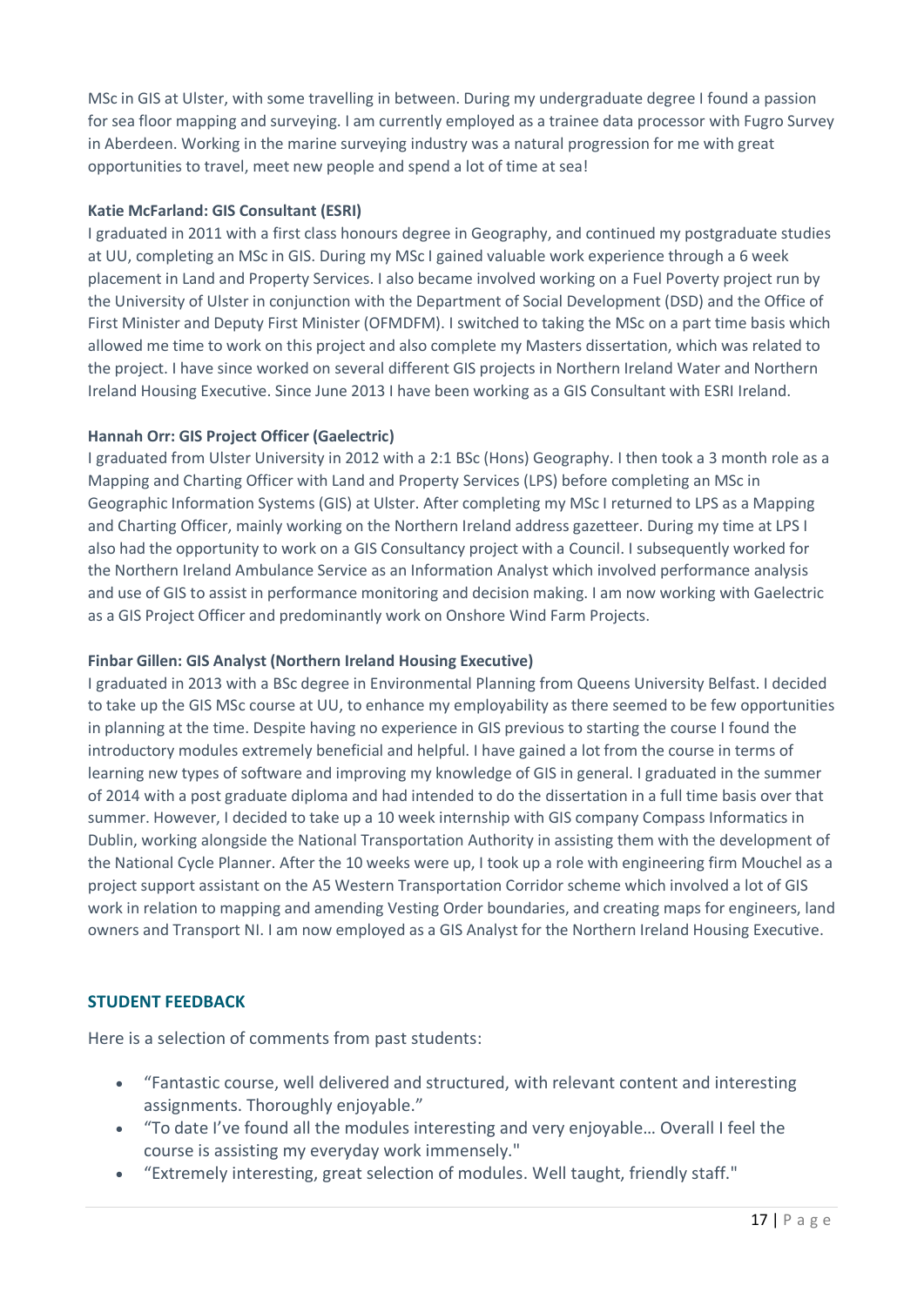MSc in GIS at Ulster, with some travelling in between. During my undergraduate degree I found a passion for sea floor mapping and surveying. I am currently employed as a trainee data processor with Fugro Survey in Aberdeen. Working in the marine surveying industry was a natural progression for me with great opportunities to travel, meet new people and spend a lot of time at sea!

**Katie McFarland: GIS Consultant (ESRI)**

I graduated in 2011 with a first class honours degree in Geography, and continued my postgraduate studies at UU, completing an MSc in GIS. During my MSc I gained valuable work experience through a 6 week placement in Land and Property Services. I also became involved working on a Fuel Poverty project run by the University of Ulster in conjunction with the Department of Social Development (DSD) and the Office of First Minister and Deputy First Minister (OFMDFM). I switched to taking the MSc on a part time basis which allowed me time to work on this project and also complete my Masters dissertation, which was related to the project. I have since worked on several different GIS projects in Northern Ireland Water and Northern Ireland Housing Executive. Since June 2013 I have been working as a GIS Consultant with ESRI Ireland.

**Hannah Orr: GIS Project Officer (Gaelectric)**

I graduated from Ulster University in 2012 with a 2:1 BSc (Hons) Geography. I then took a 3 month role as a Mapping and Charting Officer with Land and Property Services (LPS) before completing an MSc in Geographic Information Systems (GIS) at Ulster. After completing my MSc I returned to LPS as a Mapping and Charting Officer, mainly working on the Northern Ireland address gazetteer. During my time at LPS I also had the opportunity to work on a GIS Consultancy project with a Council. I subsequently worked for the Northern Ireland Ambulance Service as an Information Analyst which involved performance analysis and use of GIS to assist in performance monitoring and decision making. I am now working with Gaelectric as a GIS Project Officer and predominantly work on Onshore Wind Farm Projects.

**Finbar Gillen: GIS Analyst (Northern Ireland Housing Executive)**

I graduated in 2013 with a BSc degree in Environmental Planning from Queens University Belfast. I decided to take up the GIS MSc course at UU, to enhance my employability as there seemed to be few opportunities in planning at the time. Despite having no experience in GIS previous to starting the course I found the introductory modules extremely beneficial and helpful. I have gained a lot from the course in terms of learning new types of software and improving my knowledge of GIS in general. I graduated in the summer of 2014 with a post graduate diploma and had intended to do the dissertation in a full time basis over that summer. However, I decided to take up a 10 week internship with GIS company Compass Informatics in Dublin, working alongside the National Transportation Authority in assisting them with the development of the National Cycle Planner. After the 10 weeks were up, I took up a role with engineering firm Mouchel as a project support assistant on the A5 Western Transportation Corridor scheme which involved a lot of GIS work in relation to mapping and amending Vesting Order boundaries, and creating maps for engineers, land owners and Transport NI. I am now employed as a GIS Analyst for the Northern Ireland Housing Executive.

## STUDENT FEEDBACK

Here is a selection of comments from past students:

- "Fantastic course, well delivered and structured, with relevant content and interesting assignments. Thoroughly enjoyable."
- "To date I've found all the modules interesting and very enjoyable… Overall I feel the course is assisting my everyday work immensely."
- "Extremely interesting, great selection of modules. Well taught, friendly staff."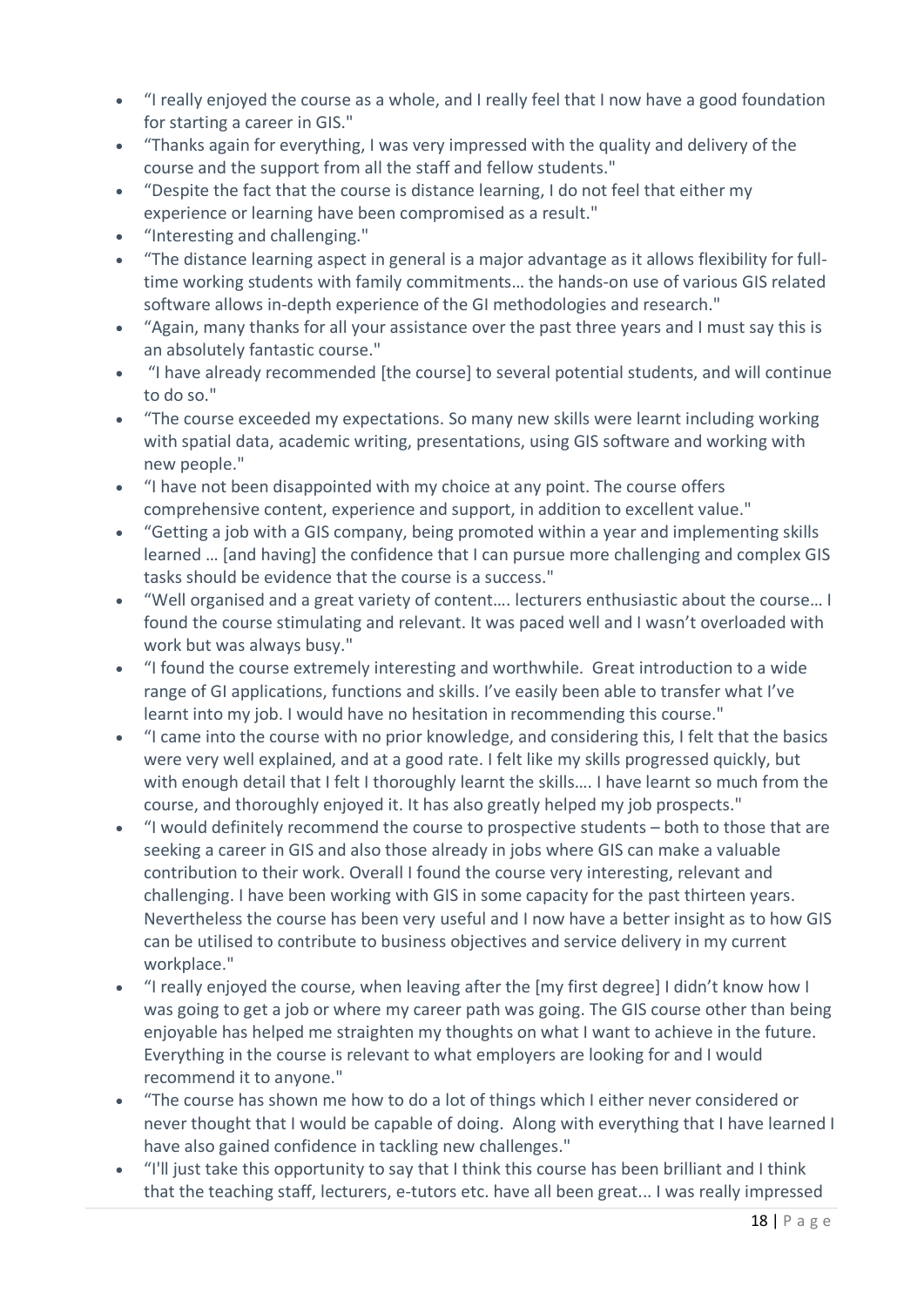- “I really enjoyed the course as a whole, and I really feel that I now have a good foundation for starting a career in GIS."
- “Thanks again for everything, I was very impressed with the quality and delivery of the course and the support from all the staff and fellow students."
- “Despite the fact that the course is distance learning, I do not feel that either my experience or learning have been compromised as a result."
- “Interesting and challenging."
- “The distance learning aspect in general is a major advantage as it allows flexibility for full-time working students with family commitments… the hands-on use of various GIS related software allows in-depth experience of the GI methodologies and research."
- “Again, many thanks for all your assistance over the past three years and I must say this is an absolutely fantastic course."
- “I have already recommended [the course] to several potential students, and will continue to do so."
- “The course exceeded my expectations. So many new skills were learnt including working with spatial data, academic writing, presentations, using GIS software and working with new people."
- “I have not been disappointed with my choice at any point. The course offers comprehensive content, experience and support, in addition to excellent value."
- “Getting a job with a GIS company, being promoted within a year and implementing skills learned … [and having] the confidence that I can pursue more challenging and complex GIS tasks should be evidence that the course is a success."
- “Well organised and a great variety of content…. lecturers enthusiastic about the course… I found the course stimulating and relevant. It was paced well and I wasn’t overloaded with work but was always busy."
- “I found the course extremely interesting and worthwhile. Great introduction to a wide range of GI applications, functions and skills. I’ve easily been able to transfer what I’ve learnt into my job. I would have no hesitation in recommending this course."
- “I came into the course with no prior knowledge, and considering this, I felt that the basics were very well explained, and at a good rate. I felt like my skills progressed quickly, but with enough detail that I felt I thoroughly learnt the skills…. I have learnt so much from the course, and thoroughly enjoyed it. It has also greatly helped my job prospects."
- “I would definitely recommend the course to prospective students – both to those that are seeking a career in GIS and also those already in jobs where GIS can make a valuable contribution to their work. Overall I found the course very interesting, relevant and challenging. I have been working with GIS in some capacity for the past thirteen years. Nevertheless the course has been very useful and I now have a better insight as to how GIS can be utilised to contribute to business objectives and service delivery in my current workplace."
- “I really enjoyed the course, when leaving after the [my first degree] I didn’t know how I was going to get a job or where my career path was going. The GIS course other than being enjoyable has helped me straighten my thoughts on what I want to achieve in the future. Everything in the course is relevant to what employers are looking for and I would recommend it to anyone."
- “The course has shown me how to do a lot of things which I either never considered or never thought that I would be capable of doing. Along with everything that I have learned I have also gained confidence in tackling new challenges."
- “I'll just take this opportunity to say that I think this course has been brilliant and I think that the teaching staff, lecturers, e-tutors etc. have all been great... I was really impressed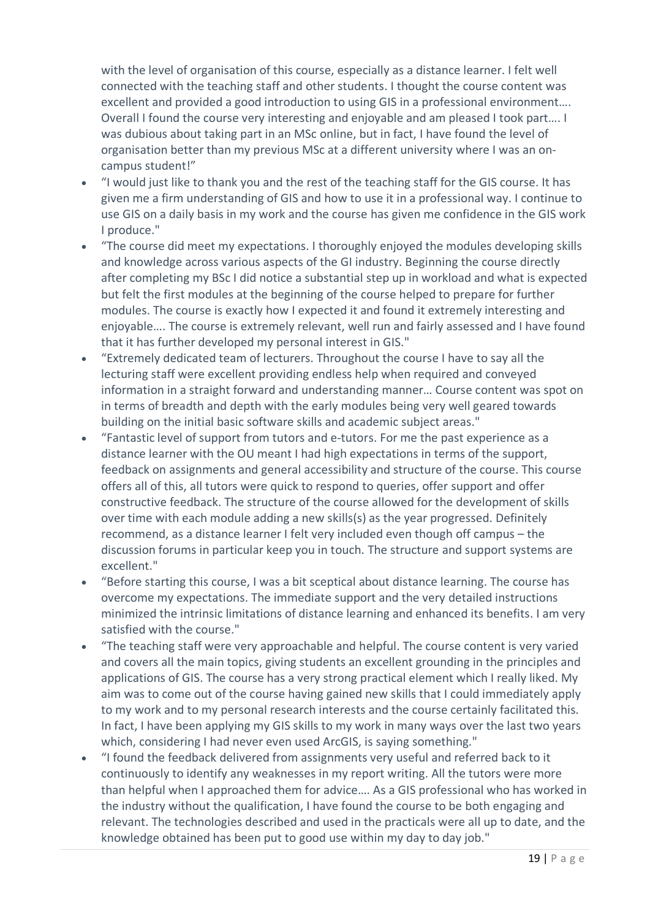with the level of organisation of this course, especially as a distance learner. I felt well connected with the teaching staff and other students. I thought the course content was excellent and provided a good introduction to using GIS in a professional environment…. Overall I found the course very interesting and enjoyable and am pleased I took part…. I was dubious about taking part in an MSc online, but in fact, I have found the level of organisation better than my previous MSc at a different university where I was an on-campus student!"

- "I would just like to thank you and the rest of the teaching staff for the GIS course. It has given me a firm understanding of GIS and how to use it in a professional way. I continue to use GIS on a daily basis in my work and the course has given me confidence in the GIS work I produce."
- "The course did meet my expectations. I thoroughly enjoyed the modules developing skills and knowledge across various aspects of the GI industry. Beginning the course directly after completing my BSc I did notice a substantial step up in workload and what is expected but felt the first modules at the beginning of the course helped to prepare for further modules. The course is exactly how I expected it and found it extremely interesting and enjoyable…. The course is extremely relevant, well run and fairly assessed and I have found that it has further developed my personal interest in GIS."
- "Extremely dedicated team of lecturers. Throughout the course I have to say all the lecturing staff were excellent providing endless help when required and conveyed information in a straight forward and understanding manner… Course content was spot on in terms of breadth and depth with the early modules being very well geared towards building on the initial basic software skills and academic subject areas."
- "Fantastic level of support from tutors and e-tutors. For me the past experience as a distance learner with the OU meant I had high expectations in terms of the support, feedback on assignments and general accessibility and structure of the course. This course offers all of this, all tutors were quick to respond to queries, offer support and offer constructive feedback. The structure of the course allowed for the development of skills over time with each module adding a new skills(s) as the year progressed. Definitely recommend, as a distance learner I felt very included even though off campus – the discussion forums in particular keep you in touch. The structure and support systems are excellent."
- "Before starting this course, I was a bit sceptical about distance learning. The course has overcome my expectations. The immediate support and the very detailed instructions minimized the intrinsic limitations of distance learning and enhanced its benefits. I am very satisfied with the course."
- "The teaching staff were very approachable and helpful. The course content is very varied and covers all the main topics, giving students an excellent grounding in the principles and applications of GIS. The course has a very strong practical element which I really liked. My aim was to come out of the course having gained new skills that I could immediately apply to my work and to my personal research interests and the course certainly facilitated this. In fact, I have been applying my GIS skills to my work in many ways over the last two years which, considering I had never even used ArcGIS, is saying something."
- "I found the feedback delivered from assignments very useful and referred back to it continuously to identify any weaknesses in my report writing. All the tutors were more than helpful when I approached them for advice…. As a GIS professional who has worked in the industry without the qualification, I have found the course to be both engaging and relevant. The technologies described and used in the practicals were all up to date, and the knowledge obtained has been put to good use within my day to day job."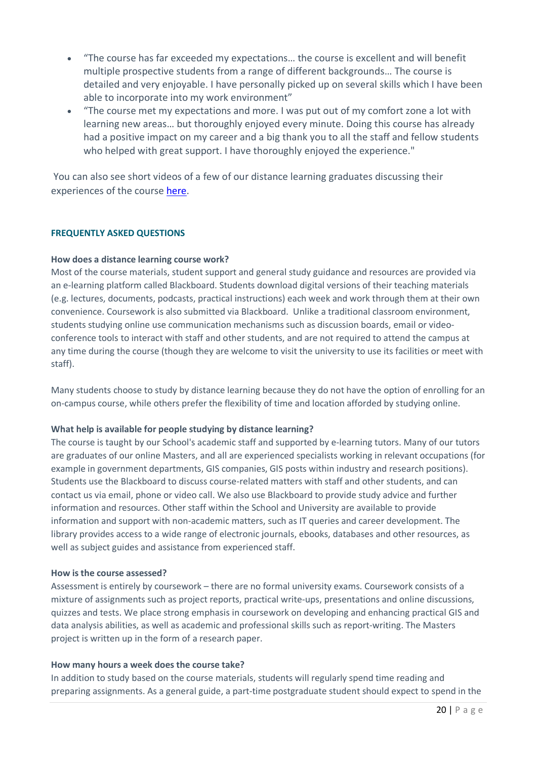- "The course has far exceeded my expectations… the course is excellent and will benefit multiple prospective students from a range of different backgrounds… The course is detailed and very enjoyable. I have personally picked up on several skills which I have been able to incorporate into my work environment"
- "The course met my expectations and more. I was put out of my comfort zone a lot with learning new areas… but thoroughly enjoyed every minute. Doing this course has already had a positive impact on my career and a big thank you to all the staff and fellow students who helped with great support. I have thoroughly enjoyed the experience."

You can also see short videos of a few of our distance learning graduates discussing their experiences of the course here.

## FREQUENTLY ASKED QUESTIONS

**How does a distance learning course work?**
Most of the course materials, student support and general study guidance and resources are provided via an e-learning platform called Blackboard. Students download digital versions of their teaching materials (e.g. lectures, documents, podcasts, practical instructions) each week and work through them at their own convenience. Coursework is also submitted via Blackboard. Unlike a traditional classroom environment, students studying online use communication mechanisms such as discussion boards, email or video-conference tools to interact with staff and other students, and are not required to attend the campus at any time during the course (though they are welcome to visit the university to use its facilities or meet with staff).

Many students choose to study by distance learning because they do not have the option of enrolling for an on-campus course, while others prefer the flexibility of time and location afforded by studying online.

**What help is available for people studying by distance learning?**
The course is taught by our School's academic staff and supported by e-learning tutors. Many of our tutors are graduates of our online Masters, and all are experienced specialists working in relevant occupations (for example in government departments, GIS companies, GIS posts within industry and research positions). Students use the Blackboard to discuss course-related matters with staff and other students, and can contact us via email, phone or video call. We also use Blackboard to provide study advice and further information and resources. Other staff within the School and University are available to provide information and support with non-academic matters, such as IT queries and career development. The library provides access to a wide range of electronic journals, ebooks, databases and other resources, as well as subject guides and assistance from experienced staff.

**How is the course assessed?**
Assessment is entirely by coursework – there are no formal university exams. Coursework consists of a mixture of assignments such as project reports, practical write-ups, presentations and online discussions, quizzes and tests. We place strong emphasis in coursework on developing and enhancing practical GIS and data analysis abilities, as well as academic and professional skills such as report-writing. The Masters project is written up in the form of a research paper.

**How many hours a week does the course take?**
In addition to study based on the course materials, students will regularly spend time reading and preparing assignments. As a general guide, a part-time postgraduate student should expect to spend in the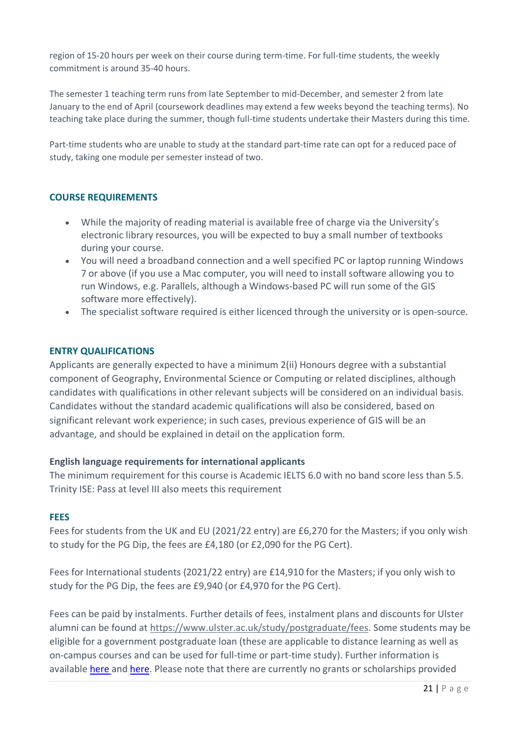region of 15-20 hours per week on their course during term-time. For full-time students, the weekly commitment is around 35-40 hours.

The semester 1 teaching term runs from late September to mid-December, and semester 2 from late January to the end of April (coursework deadlines may extend a few weeks beyond the teaching terms). No teaching take place during the summer, though full-time students undertake their Masters during this time.

Part-time students who are unable to study at the standard part-time rate can opt for a reduced pace of study, taking one module per semester instead of two.

## COURSE REQUIREMENTS

- While the majority of reading material is available free of charge via the University's electronic library resources, you will be expected to buy a small number of textbooks during your course.
- You will need a broadband connection and a well specified PC or laptop running Windows 7 or above (if you use a Mac computer, you will need to install software allowing you to run Windows, e.g. Parallels, although a Windows-based PC will run some of the GIS software more effectively).
- The specialist software required is either licenced through the university or is open-source.

## ENTRY QUALIFICATIONS

Applicants are generally expected to have a minimum 2(ii) Honours degree with a substantial component of Geography, Environmental Science or Computing or related disciplines, although candidates with qualifications in other relevant subjects will be considered on an individual basis. Candidates without the standard academic qualifications will also be considered, based on significant relevant work experience; in such cases, previous experience of GIS will be an advantage, and should be explained in detail on the application form.

### English language requirements for international applicants

The minimum requirement for this course is Academic IELTS 6.0 with no band score less than 5.5. Trinity ISE: Pass at level III also meets this requirement

## FEES

Fees for students from the UK and EU (2021/22 entry) are £6,270 for the Masters; if you only wish to study for the PG Dip, the fees are £4,180 (or £2,090 for the PG Cert).

Fees for International students (2021/22 entry) are £14,910 for the Masters; if you only wish to study for the PG Dip, the fees are £9,940 (or £4,970 for the PG Cert).

Fees can be paid by instalments. Further details of fees, instalment plans and discounts for Ulster alumni can be found at https://www.ulster.ac.uk/study/postgraduate/fees. Some students may be eligible for a government postgraduate loan (these are applicable to distance learning as well as on-campus courses and can be used for full-time or part-time study). Further information is available here and here. Please note that there are currently no grants or scholarships provided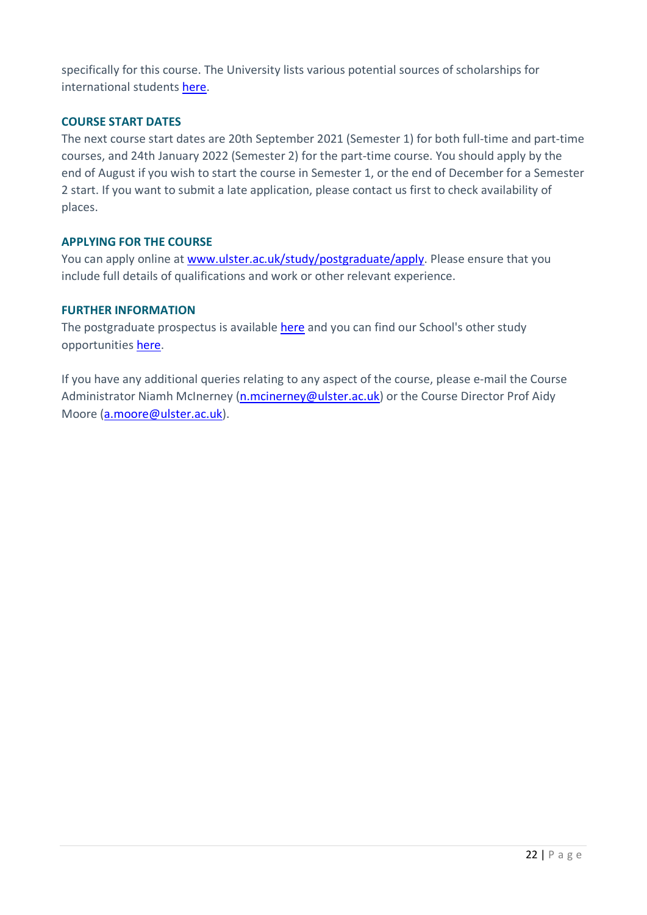specifically for this course. The University lists various potential sources of scholarships for international students here.

### COURSE START DATES

The next course start dates are 20th September 2021 (Semester 1) for both full-time and part-time courses, and 24th January 2022 (Semester 2) for the part-time course. You should apply by the end of August if you wish to start the course in Semester 1, or the end of December for a Semester 2 start. If you want to submit a late application, please contact us first to check availability of places.

### APPLYING FOR THE COURSE

You can apply online at www.ulster.ac.uk/study/postgraduate/apply. Please ensure that you include full details of qualifications and work or other relevant experience.

### FURTHER INFORMATION

The postgraduate prospectus is available here and you can find our School's other study opportunities here.

If you have any additional queries relating to any aspect of the course, please e-mail the Course Administrator Niamh McInerney (n.mcinerney@ulster.ac.uk) or the Course Director Prof Aidy Moore (a.moore@ulster.ac.uk).